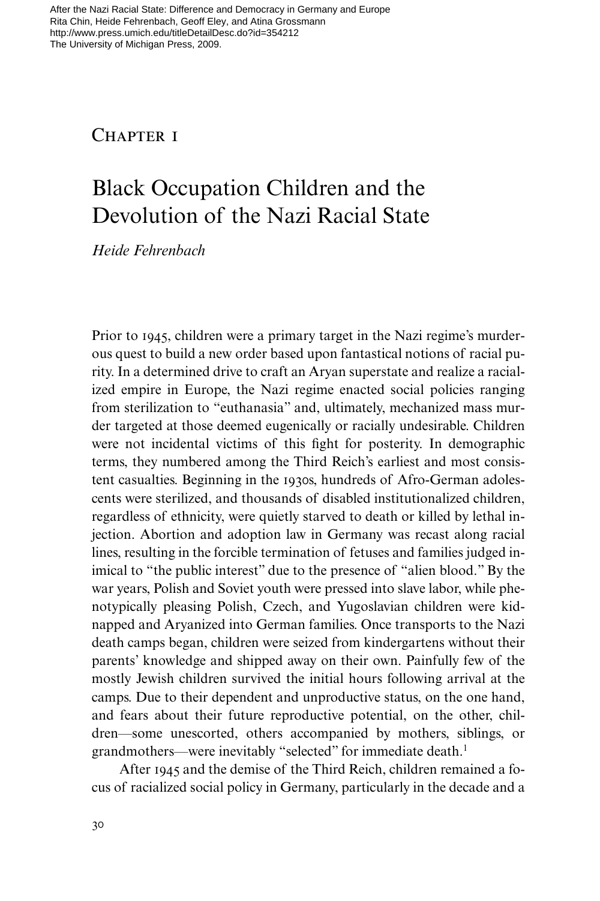After the Nazi Racial State: Difference and Democracy in Germany and Europe
Rita Chin, Heide Fehrenbach, Geoff Eley, and Atina Grossmann
http://www.press.umich.edu/titleDetailDesc.do?id=354212
The University of Michigan Press, 2009.

Chapter 1

# Black Occupation Children and the Devolution of the Nazi Racial State

*Heide Fehrenbach*

Prior to 1945, children were a primary target in the Nazi regime's murderous quest to build a new order based upon fantastical notions of racial purity. In a determined drive to craft an Aryan superstate and realize a racialized empire in Europe, the Nazi regime enacted social policies ranging from sterilization to "euthanasia" and, ultimately, mechanized mass murder targeted at those deemed eugenically or racially undesirable. Children were not incidental victims of this fight for posterity. In demographic terms, they numbered among the Third Reich's earliest and most consistent casualties. Beginning in the 1930s, hundreds of Afro-German adolescents were sterilized, and thousands of disabled institutionalized children, regardless of ethnicity, were quietly starved to death or killed by lethal injection. Abortion and adoption law in Germany was recast along racial lines, resulting in the forcible termination of fetuses and families judged inimical to "the public interest" due to the presence of "alien blood." By the war years, Polish and Soviet youth were pressed into slave labor, while phenotypically pleasing Polish, Czech, and Yugoslavian children were kidnapped and Aryanized into German families. Once transports to the Nazi death camps began, children were seized from kindergartens without their parents' knowledge and shipped away on their own. Painfully few of the mostly Jewish children survived the initial hours following arrival at the camps. Due to their dependent and unproductive status, on the one hand, and fears about their future reproductive potential, on the other, children—some unescorted, others accompanied by mothers, siblings, or grandmothers—were inevitably "selected" for immediate death.[1]

After 1945 and the demise of the Third Reich, children remained a focus of racialized social policy in Germany, particularly in the decade and a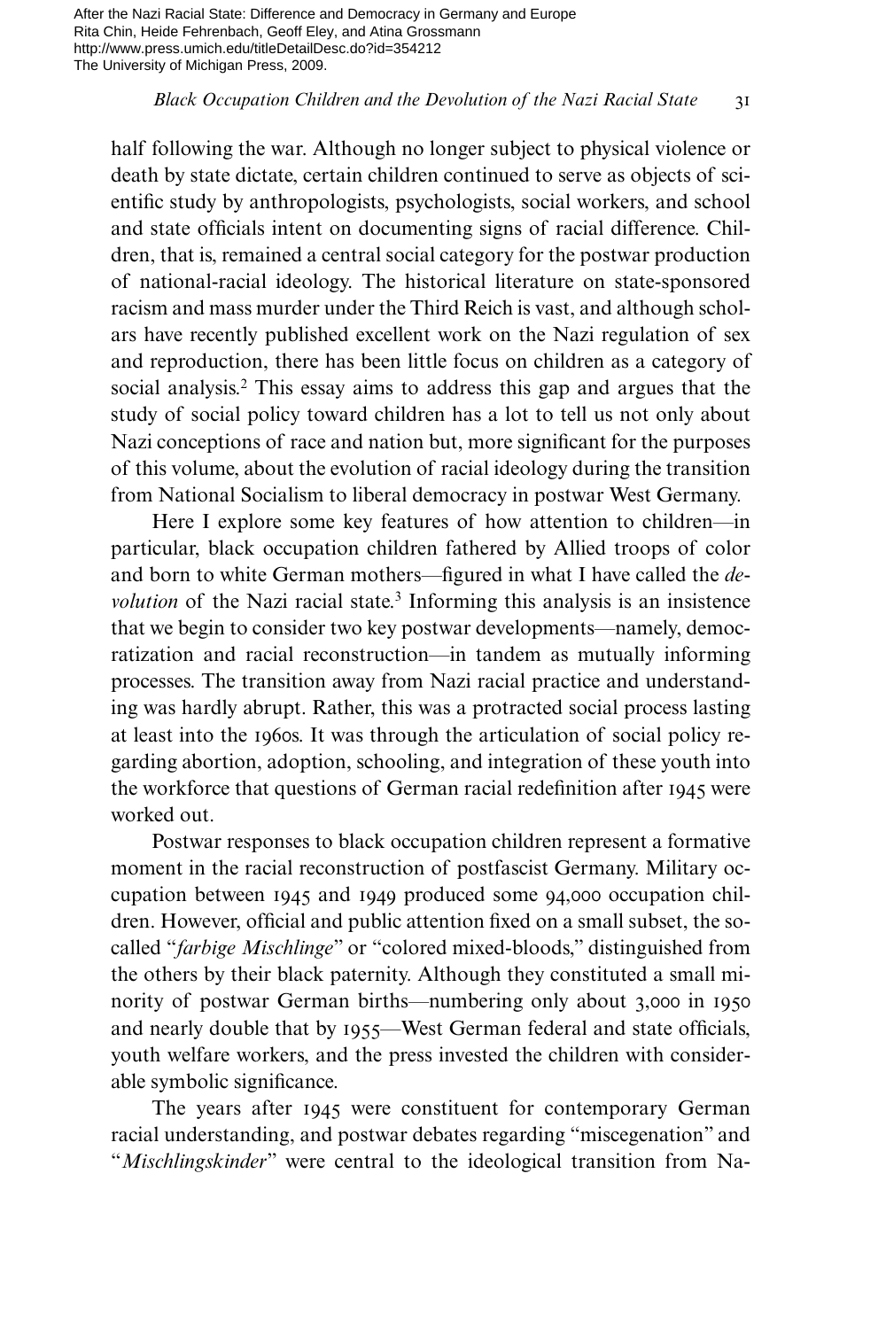half following the war. Although no longer subject to physical violence or death by state dictate, certain children continued to serve as objects of scientific study by anthropologists, psychologists, social workers, and school and state officials intent on documenting signs of racial difference. Children, that is, remained a central social category for the postwar production of national-racial ideology. The historical literature on state-sponsored racism and mass murder under the Third Reich is vast, and although scholars have recently published excellent work on the Nazi regulation of sex and reproduction, there has been little focus on children as a category of social analysis.[2] This essay aims to address this gap and argues that the study of social policy toward children has a lot to tell us not only about Nazi conceptions of race and nation but, more significant for the purposes of this volume, about the evolution of racial ideology during the transition from National Socialism to liberal democracy in postwar West Germany.

Here I explore some key features of how attention to children—in particular, black occupation children fathered by Allied troops of color and born to white German mothers—figured in what I have called the *devolution* of the Nazi racial state.[3] Informing this analysis is an insistence that we begin to consider two key postwar developments—namely, democratization and racial reconstruction—in tandem as mutually informing processes. The transition away from Nazi racial practice and understanding was hardly abrupt. Rather, this was a protracted social process lasting at least into the 1960s. It was through the articulation of social policy regarding abortion, adoption, schooling, and integration of these youth into the workforce that questions of German racial redefinition after 1945 were worked out.

Postwar responses to black occupation children represent a formative moment in the racial reconstruction of postfascist Germany. Military occupation between 1945 and 1949 produced some 94,000 occupation children. However, official and public attention fixed on a small subset, the so-called "*farbige Mischlinge*" or "colored mixed-bloods," distinguished from the others by their black paternity. Although they constituted a small minority of postwar German births—numbering only about 3,000 in 1950 and nearly double that by 1955—West German federal and state officials, youth welfare workers, and the press invested the children with considerable symbolic significance.

The years after 1945 were constituent for contemporary German racial understanding, and postwar debates regarding "miscegenation" and "*Mischlingskinder*" were central to the ideological transition from Na-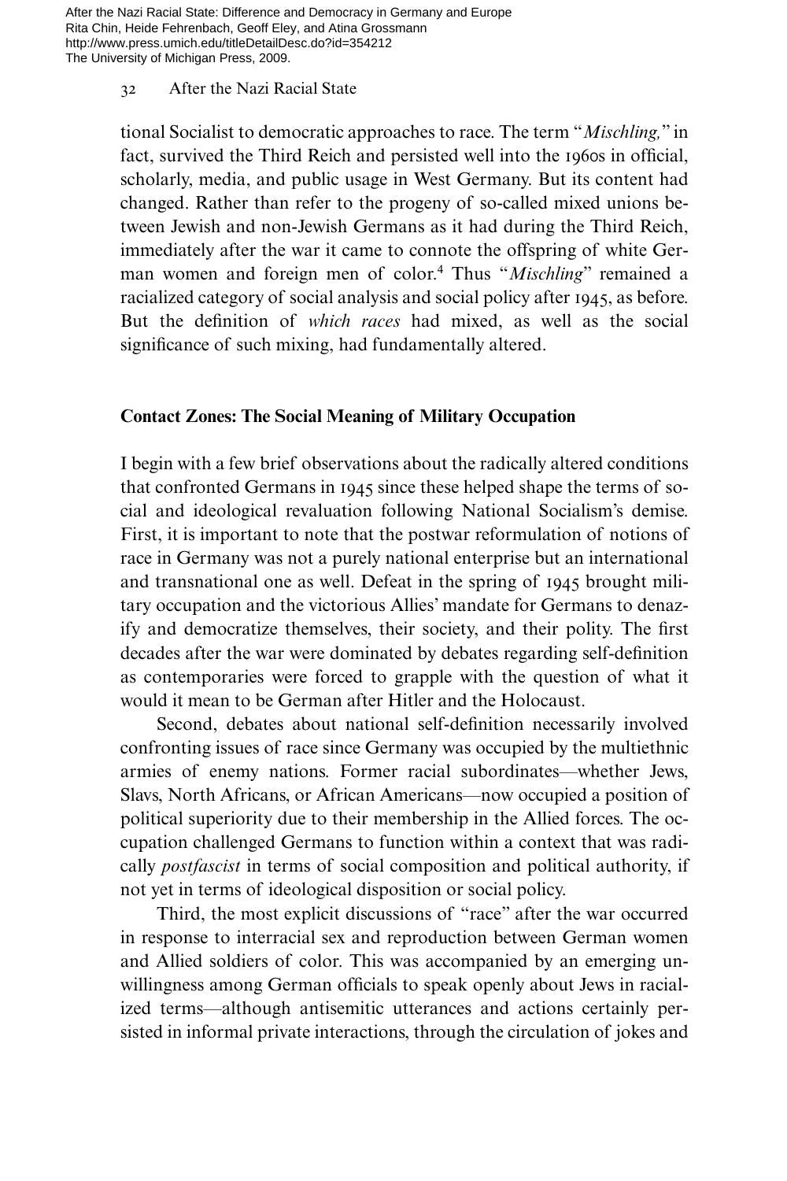tional Socialist to democratic approaches to race. The term "*Mischling,*" in fact, survived the Third Reich and persisted well into the 1960s in official, scholarly, media, and public usage in West Germany. But its content had changed. Rather than refer to the progeny of so-called mixed unions between Jewish and non-Jewish Germans as it had during the Third Reich, immediately after the war it came to connote the offspring of white German women and foreign men of color.[4] Thus "*Mischling*" remained a racialized category of social analysis and social policy after 1945, as before. But the definition of *which races* had mixed, as well as the social significance of such mixing, had fundamentally altered.

## Contact Zones: The Social Meaning of Military Occupation

I begin with a few brief observations about the radically altered conditions that confronted Germans in 1945 since these helped shape the terms of social and ideological revaluation following National Socialism's demise. First, it is important to note that the postwar reformulation of notions of race in Germany was not a purely national enterprise but an international and transnational one as well. Defeat in the spring of 1945 brought military occupation and the victorious Allies' mandate for Germans to denazify and democratize themselves, their society, and their polity. The first decades after the war were dominated by debates regarding self-definition as contemporaries were forced to grapple with the question of what it would it mean to be German after Hitler and the Holocaust.

Second, debates about national self-definition necessarily involved confronting issues of race since Germany was occupied by the multiethnic armies of enemy nations. Former racial subordinates—whether Jews, Slavs, North Africans, or African Americans—now occupied a position of political superiority due to their membership in the Allied forces. The occupation challenged Germans to function within a context that was radically *postfascist* in terms of social composition and political authority, if not yet in terms of ideological disposition or social policy.

Third, the most explicit discussions of "race" after the war occurred in response to interracial sex and reproduction between German women and Allied soldiers of color. This was accompanied by an emerging unwillingness among German officials to speak openly about Jews in racialized terms—although antisemitic utterances and actions certainly persisted in informal private interactions, through the circulation of jokes and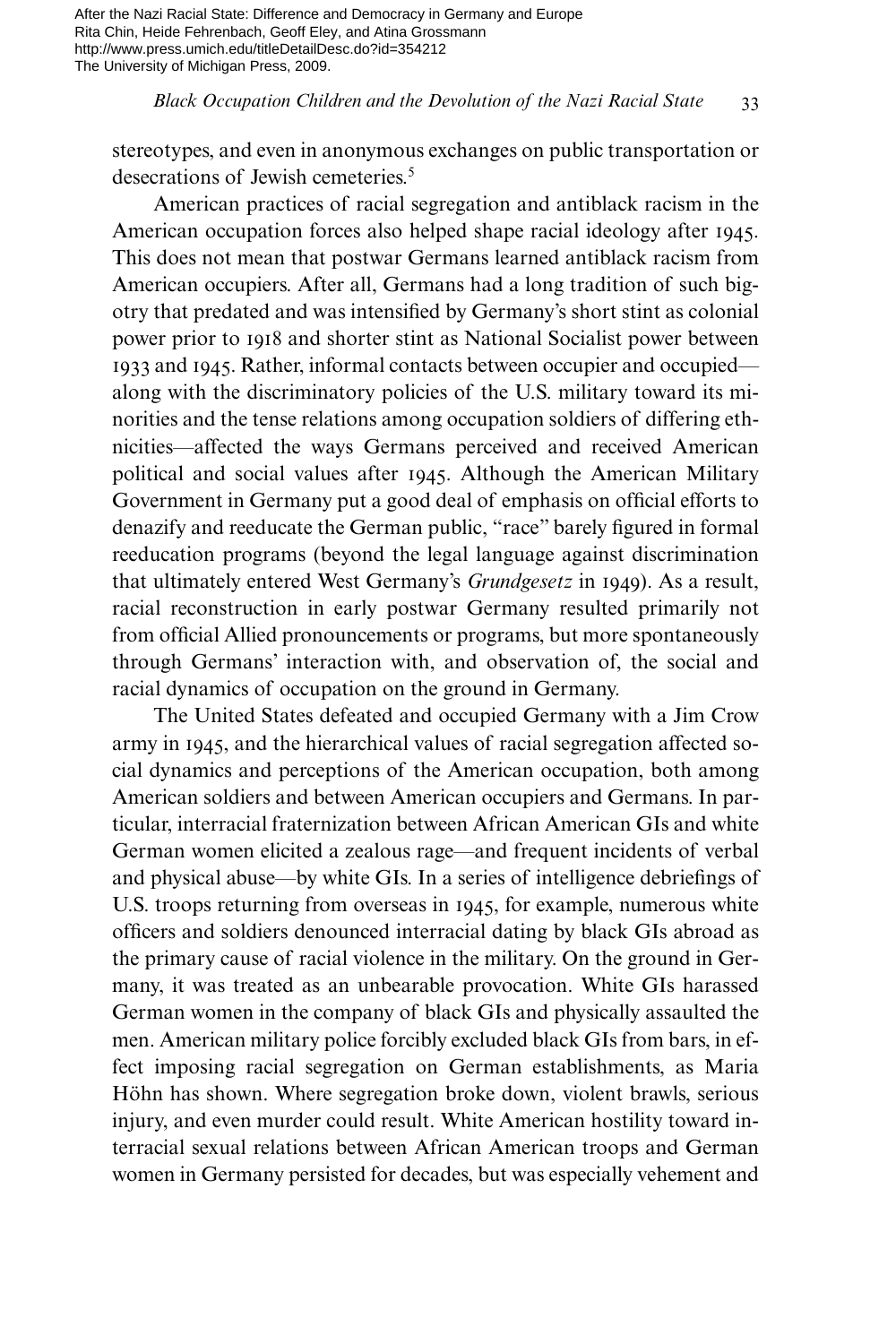stereotypes, and even in anonymous exchanges on public transportation or desecrations of Jewish cemeteries.[5]

American practices of racial segregation and antiblack racism in the American occupation forces also helped shape racial ideology after 1945. This does not mean that postwar Germans learned antiblack racism from American occupiers. After all, Germans had a long tradition of such bigotry that predated and was intensified by Germany's short stint as colonial power prior to 1918 and shorter stint as National Socialist power between 1933 and 1945. Rather, informal contacts between occupier and occupied—along with the discriminatory policies of the U.S. military toward its minorities and the tense relations among occupation soldiers of differing ethnicities—affected the ways Germans perceived and received American political and social values after 1945. Although the American Military Government in Germany put a good deal of emphasis on official efforts to denazify and reeducate the German public, "race" barely figured in formal reeducation programs (beyond the legal language against discrimination that ultimately entered West Germany's *Grundgesetz* in 1949). As a result, racial reconstruction in early postwar Germany resulted primarily not from official Allied pronouncements or programs, but more spontaneously through Germans' interaction with, and observation of, the social and racial dynamics of occupation on the ground in Germany.

The United States defeated and occupied Germany with a Jim Crow army in 1945, and the hierarchical values of racial segregation affected social dynamics and perceptions of the American occupation, both among American soldiers and between American occupiers and Germans. In particular, interracial fraternization between African American GIs and white German women elicited a zealous rage—and frequent incidents of verbal and physical abuse—by white GIs. In a series of intelligence debriefings of U.S. troops returning from overseas in 1945, for example, numerous white officers and soldiers denounced interracial dating by black GIs abroad as the primary cause of racial violence in the military. On the ground in Germany, it was treated as an unbearable provocation. White GIs harassed German women in the company of black GIs and physically assaulted the men. American military police forcibly excluded black GIs from bars, in effect imposing racial segregation on German establishments, as Maria Höhn has shown. Where segregation broke down, violent brawls, serious injury, and even murder could result. White American hostility toward interracial sexual relations between African American troops and German women in Germany persisted for decades, but was especially vehement and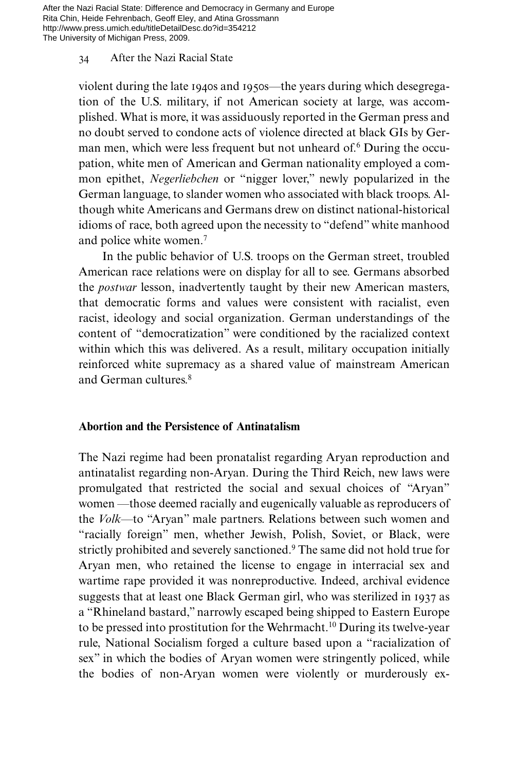violent during the late 1940s and 1950s—the years during which desegregation of the U.S. military, if not American society at large, was accomplished. What is more, it was assiduously reported in the German press and no doubt served to condone acts of violence directed at black GIs by German men, which were less frequent but not unheard of.[6] During the occupation, white men of American and German nationality employed a common epithet, *Negerliebchen* or "nigger lover," newly popularized in the German language, to slander women who associated with black troops. Although white Americans and Germans drew on distinct national-historical idioms of race, both agreed upon the necessity to "defend" white manhood and police white women.[7]

In the public behavior of U.S. troops on the German street, troubled American race relations were on display for all to see. Germans absorbed the *postwar* lesson, inadvertently taught by their new American masters, that democratic forms and values were consistent with racialist, even racist, ideology and social organization. German understandings of the content of "democratization" were conditioned by the racialized context within which this was delivered. As a result, military occupation initially reinforced white supremacy as a shared value of mainstream American and German cultures.[8]

## Abortion and the Persistence of Antinatalism

The Nazi regime had been pronatalist regarding Aryan reproduction and antinatalist regarding non-Aryan. During the Third Reich, new laws were promulgated that restricted the social and sexual choices of "Aryan" women —those deemed racially and eugenically valuable as reproducers of the *Volk*—to "Aryan" male partners. Relations between such women and "racially foreign" men, whether Jewish, Polish, Soviet, or Black, were strictly prohibited and severely sanctioned.[9] The same did not hold true for Aryan men, who retained the license to engage in interracial sex and wartime rape provided it was nonreproductive. Indeed, archival evidence suggests that at least one Black German girl, who was sterilized in 1937 as a "Rhineland bastard," narrowly escaped being shipped to Eastern Europe to be pressed into prostitution for the Wehrmacht.[10] During its twelve-year rule, National Socialism forged a culture based upon a "racialization of sex" in which the bodies of Aryan women were stringently policed, while the bodies of non-Aryan women were violently or murderously ex-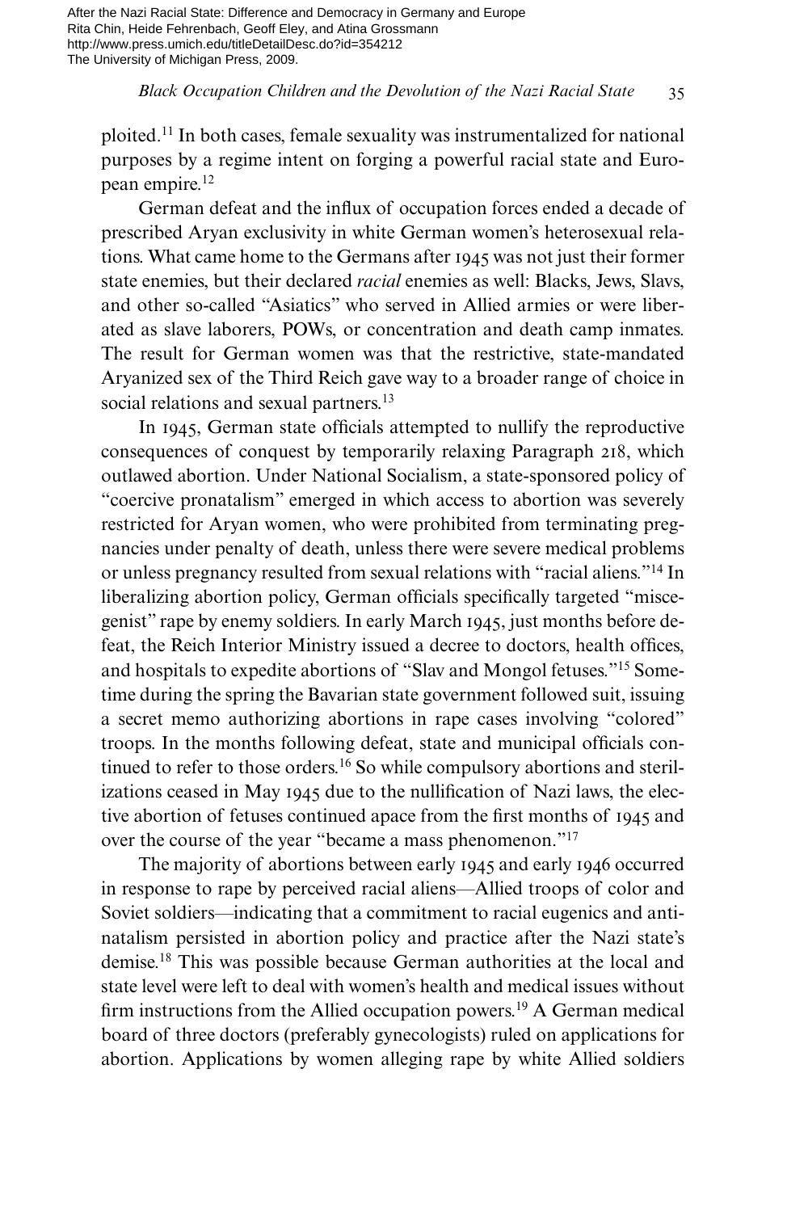ploited.[11] In both cases, female sexuality was instrumentalized for national purposes by a regime intent on forging a powerful racial state and European empire.[12]

German defeat and the influx of occupation forces ended a decade of prescribed Aryan exclusivity in white German women's heterosexual relations. What came home to the Germans after 1945 was not just their former state enemies, but their declared *racial* enemies as well: Blacks, Jews, Slavs, and other so-called "Asiatics" who served in Allied armies or were liberated as slave laborers, POWs, or concentration and death camp inmates. The result for German women was that the restrictive, state-mandated Aryanized sex of the Third Reich gave way to a broader range of choice in social relations and sexual partners.[13]

In 1945, German state officials attempted to nullify the reproductive consequences of conquest by temporarily relaxing Paragraph 218, which outlawed abortion. Under National Socialism, a state-sponsored policy of "coercive pronatalism" emerged in which access to abortion was severely restricted for Aryan women, who were prohibited from terminating pregnancies under penalty of death, unless there were severe medical problems or unless pregnancy resulted from sexual relations with "racial aliens."[14] In liberalizing abortion policy, German officials specifically targeted "miscegenist" rape by enemy soldiers. In early March 1945, just months before defeat, the Reich Interior Ministry issued a decree to doctors, health offices, and hospitals to expedite abortions of "Slav and Mongol fetuses."[15] Sometime during the spring the Bavarian state government followed suit, issuing a secret memo authorizing abortions in rape cases involving "colored" troops. In the months following defeat, state and municipal officials continued to refer to those orders.[16] So while compulsory abortions and sterilizations ceased in May 1945 due to the nullification of Nazi laws, the elective abortion of fetuses continued apace from the first months of 1945 and over the course of the year "became a mass phenomenon."[17]

The majority of abortions between early 1945 and early 1946 occurred in response to rape by perceived racial aliens—Allied troops of color and Soviet soldiers—indicating that a commitment to racial eugenics and antinatalism persisted in abortion policy and practice after the Nazi state's demise.[18] This was possible because German authorities at the local and state level were left to deal with women's health and medical issues without firm instructions from the Allied occupation powers.[19] A German medical board of three doctors (preferably gynecologists) ruled on applications for abortion. Applications by women alleging rape by white Allied soldiers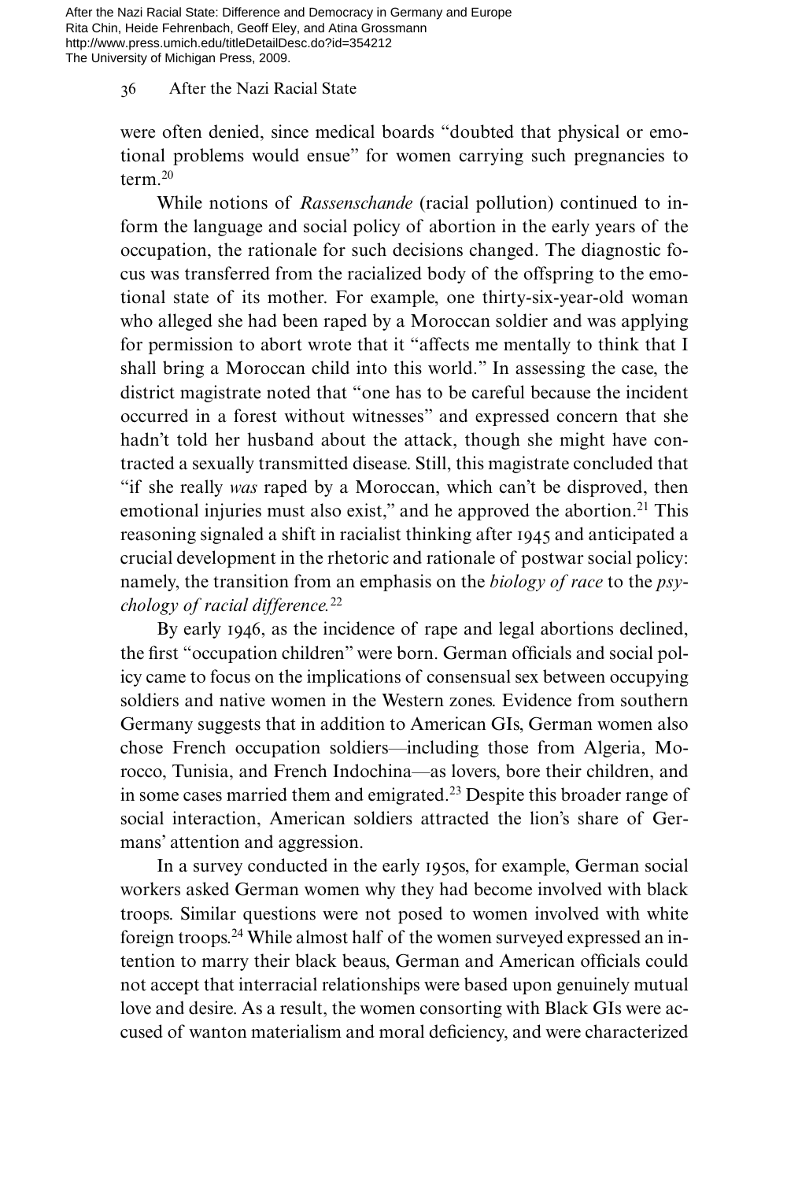were often denied, since medical boards "doubted that physical or emotional problems would ensue" for women carrying such pregnancies to term.[20]

While notions of *Rassenschande* (racial pollution) continued to inform the language and social policy of abortion in the early years of the occupation, the rationale for such decisions changed. The diagnostic focus was transferred from the racialized body of the offspring to the emotional state of its mother. For example, one thirty-six-year-old woman who alleged she had been raped by a Moroccan soldier and was applying for permission to abort wrote that it "affects me mentally to think that I shall bring a Moroccan child into this world." In assessing the case, the district magistrate noted that "one has to be careful because the incident occurred in a forest without witnesses" and expressed concern that she hadn't told her husband about the attack, though she might have contracted a sexually transmitted disease. Still, this magistrate concluded that "if she really *was* raped by a Moroccan, which can't be disproved, then emotional injuries must also exist," and he approved the abortion.[21] This reasoning signaled a shift in racialist thinking after 1945 and anticipated a crucial development in the rhetoric and rationale of postwar social policy: namely, the transition from an emphasis on the *biology of race* to the *psychology of racial difference.*[22]

By early 1946, as the incidence of rape and legal abortions declined, the first "occupation children" were born. German officials and social policy came to focus on the implications of consensual sex between occupying soldiers and native women in the Western zones. Evidence from southern Germany suggests that in addition to American GIs, German women also chose French occupation soldiers—including those from Algeria, Morocco, Tunisia, and French Indochina—as lovers, bore their children, and in some cases married them and emigrated.[23] Despite this broader range of social interaction, American soldiers attracted the lion's share of Germans' attention and aggression.

In a survey conducted in the early 1950s, for example, German social workers asked German women why they had become involved with black troops. Similar questions were not posed to women involved with white foreign troops.[24] While almost half of the women surveyed expressed an intention to marry their black beaus, German and American officials could not accept that interracial relationships were based upon genuinely mutual love and desire. As a result, the women consorting with Black GIs were accused of wanton materialism and moral deficiency, and were characterized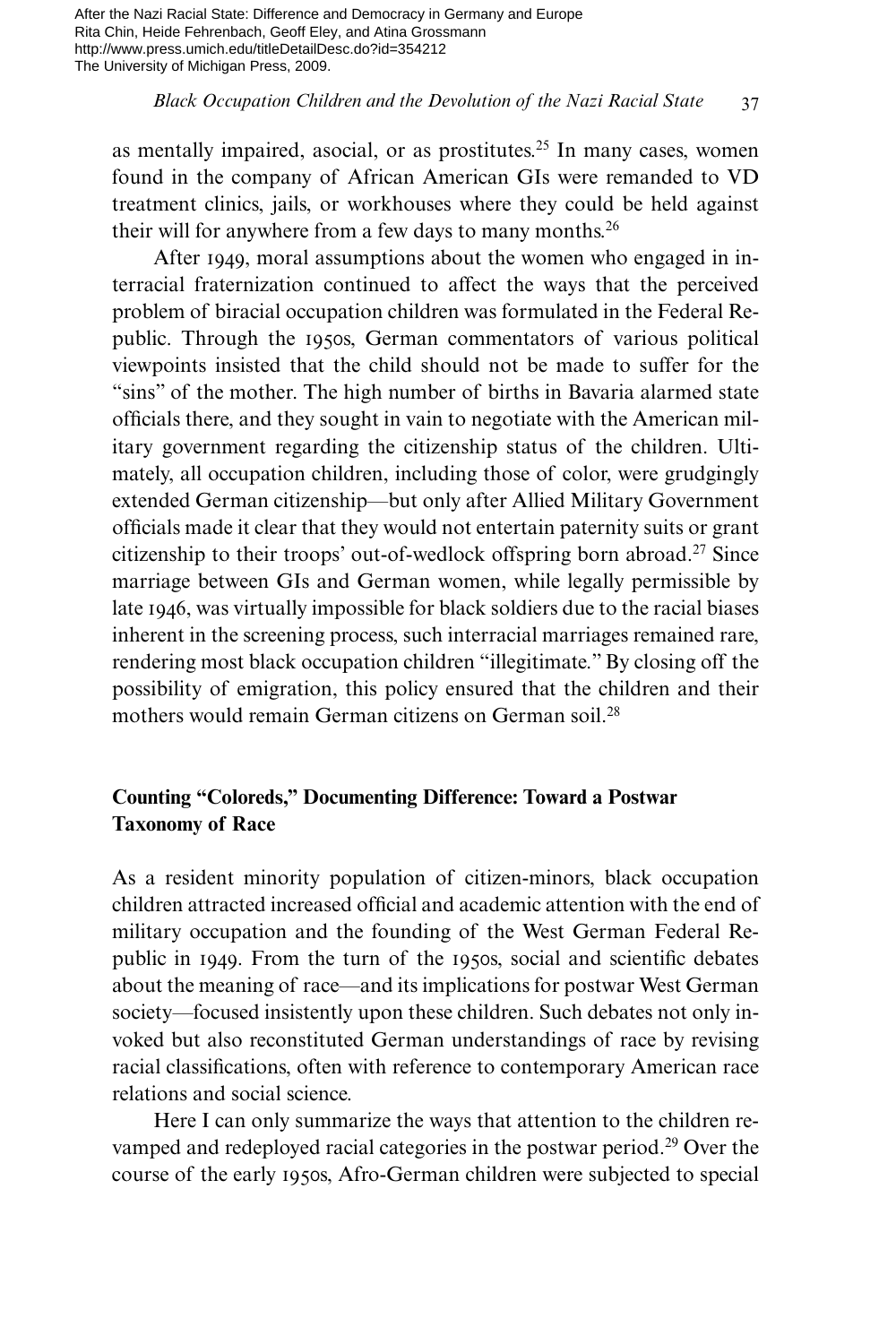as mentally impaired, asocial, or as prostitutes.[25] In many cases, women found in the company of African American GIs were remanded to VD treatment clinics, jails, or workhouses where they could be held against their will for anywhere from a few days to many months.[26]

After 1949, moral assumptions about the women who engaged in interracial fraternization continued to affect the ways that the perceived problem of biracial occupation children was formulated in the Federal Republic. Through the 1950s, German commentators of various political viewpoints insisted that the child should not be made to suffer for the "sins" of the mother. The high number of births in Bavaria alarmed state officials there, and they sought in vain to negotiate with the American military government regarding the citizenship status of the children. Ultimately, all occupation children, including those of color, were grudgingly extended German citizenship—but only after Allied Military Government officials made it clear that they would not entertain paternity suits or grant citizenship to their troops' out-of-wedlock offspring born abroad.[27] Since marriage between GIs and German women, while legally permissible by late 1946, was virtually impossible for black soldiers due to the racial biases inherent in the screening process, such interracial marriages remained rare, rendering most black occupation children "illegitimate." By closing off the possibility of emigration, this policy ensured that the children and their mothers would remain German citizens on German soil.[28]

## Counting "Coloreds," Documenting Difference: Toward a Postwar Taxonomy of Race

As a resident minority population of citizen-minors, black occupation children attracted increased official and academic attention with the end of military occupation and the founding of the West German Federal Republic in 1949. From the turn of the 1950s, social and scientific debates about the meaning of race—and its implications for postwar West German society—focused insistently upon these children. Such debates not only invoked but also reconstituted German understandings of race by revising racial classifications, often with reference to contemporary American race relations and social science.

Here I can only summarize the ways that attention to the children revamped and redeployed racial categories in the postwar period.[29] Over the course of the early 1950s, Afro-German children were subjected to special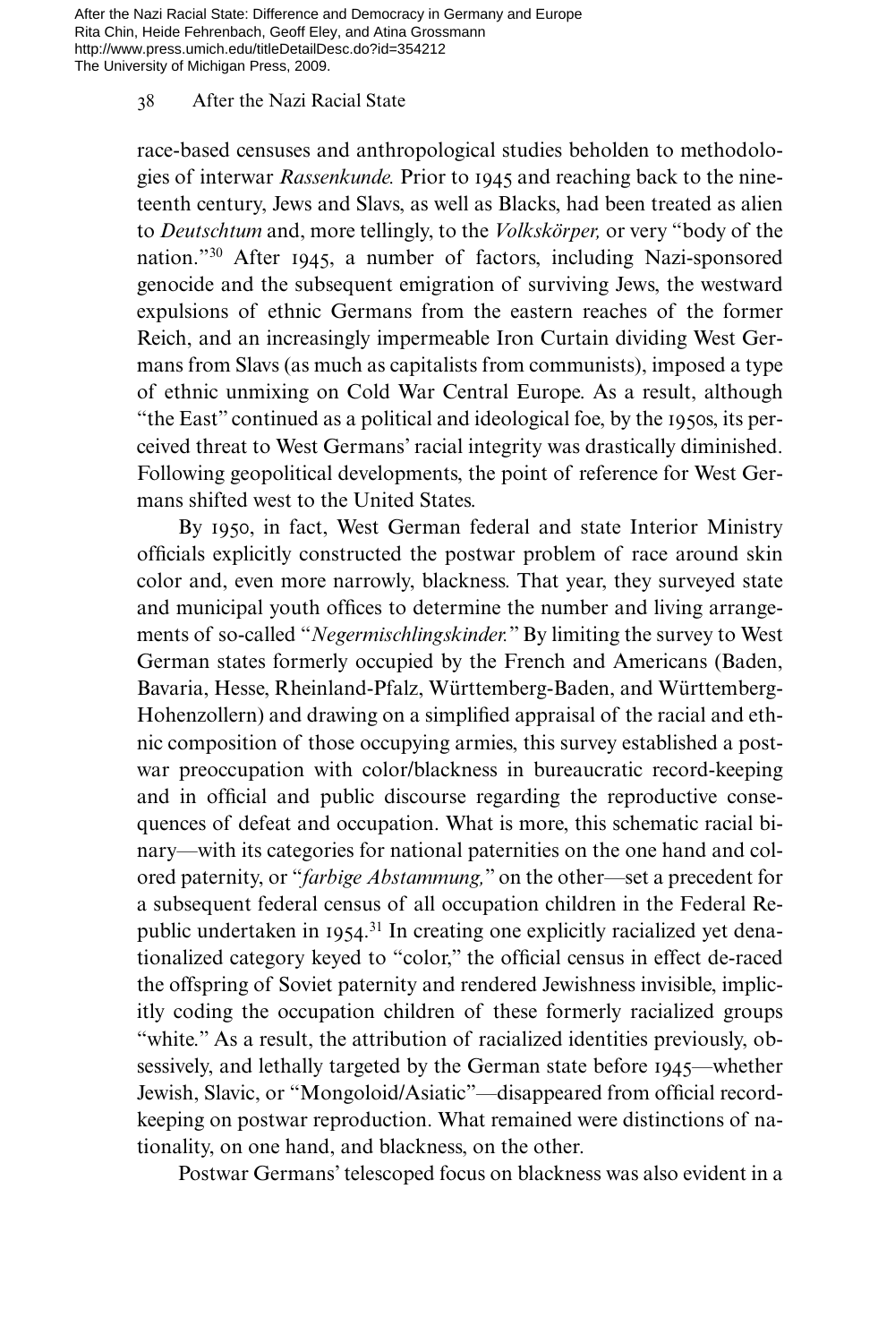race-based censuses and anthropological studies beholden to methodologies of interwar *Rassenkunde.* Prior to 1945 and reaching back to the nineteenth century, Jews and Slavs, as well as Blacks, had been treated as alien to *Deutschtum* and, more tellingly, to the *Volkskörper,* or very "body of the nation."[30] After 1945, a number of factors, including Nazi-sponsored genocide and the subsequent emigration of surviving Jews, the westward expulsions of ethnic Germans from the eastern reaches of the former Reich, and an increasingly impermeable Iron Curtain dividing West Germans from Slavs (as much as capitalists from communists), imposed a type of ethnic unmixing on Cold War Central Europe. As a result, although "the East" continued as a political and ideological foe, by the 1950s, its perceived threat to West Germans' racial integrity was drastically diminished. Following geopolitical developments, the point of reference for West Germans shifted west to the United States.

By 1950, in fact, West German federal and state Interior Ministry officials explicitly constructed the postwar problem of race around skin color and, even more narrowly, blackness. That year, they surveyed state and municipal youth offices to determine the number and living arrangements of so-called "*Negermischlingskinder.*" By limiting the survey to West German states formerly occupied by the French and Americans (Baden, Bavaria, Hesse, Rheinland-Pfalz, Württemberg-Baden, and Württemberg-Hohenzollern) and drawing on a simplified appraisal of the racial and ethnic composition of those occupying armies, this survey established a postwar preoccupation with color/blackness in bureaucratic record-keeping and in official and public discourse regarding the reproductive consequences of defeat and occupation. What is more, this schematic racial binary—with its categories for national paternities on the one hand and colored paternity, or "*farbige Abstammung,*" on the other—set a precedent for a subsequent federal census of all occupation children in the Federal Republic undertaken in 1954.[31] In creating one explicitly racialized yet denationalized category keyed to "color," the official census in effect de-raced the offspring of Soviet paternity and rendered Jewishness invisible, implicitly coding the occupation children of these formerly racialized groups "white." As a result, the attribution of racialized identities previously, obsessively, and lethally targeted by the German state before 1945—whether Jewish, Slavic, or "Mongoloid/Asiatic"—disappeared from official record-keeping on postwar reproduction. What remained were distinctions of nationality, on one hand, and blackness, on the other.

Postwar Germans' telescoped focus on blackness was also evident in a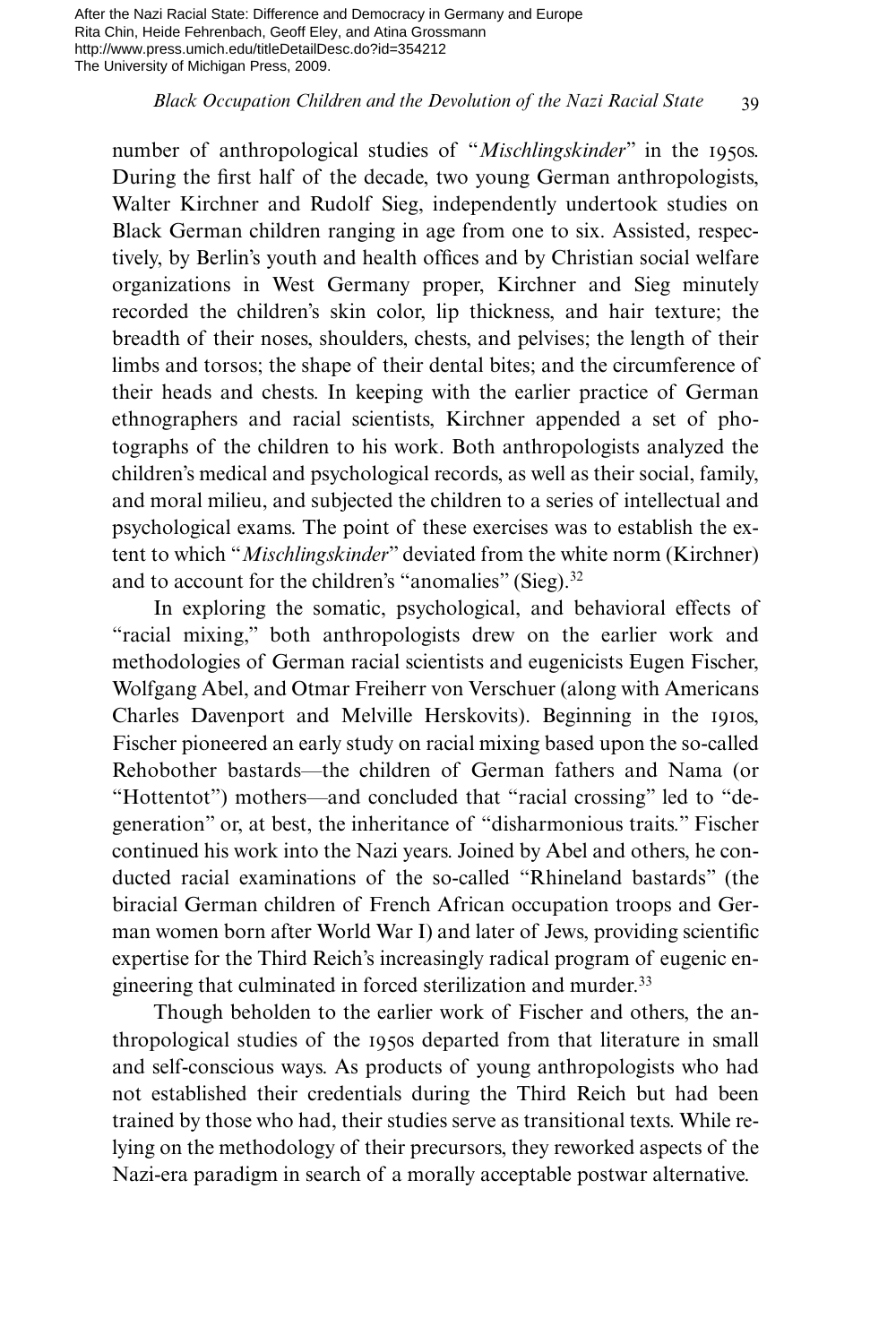number of anthropological studies of "*Mischlingskinder*" in the 1950s. During the first half of the decade, two young German anthropologists, Walter Kirchner and Rudolf Sieg, independently undertook studies on Black German children ranging in age from one to six. Assisted, respectively, by Berlin's youth and health offices and by Christian social welfare organizations in West Germany proper, Kirchner and Sieg minutely recorded the children's skin color, lip thickness, and hair texture; the breadth of their noses, shoulders, chests, and pelvises; the length of their limbs and torsos; the shape of their dental bites; and the circumference of their heads and chests. In keeping with the earlier practice of German ethnographers and racial scientists, Kirchner appended a set of photographs of the children to his work. Both anthropologists analyzed the children's medical and psychological records, as well as their social, family, and moral milieu, and subjected the children to a series of intellectual and psychological exams. The point of these exercises was to establish the extent to which "*Mischlingskinder*" deviated from the white norm (Kirchner) and to account for the children's "anomalies" (Sieg).[32]

In exploring the somatic, psychological, and behavioral effects of "racial mixing," both anthropologists drew on the earlier work and methodologies of German racial scientists and eugenicists Eugen Fischer, Wolfgang Abel, and Otmar Freiherr von Verschuer (along with Americans Charles Davenport and Melville Herskovits). Beginning in the 1910s, Fischer pioneered an early study on racial mixing based upon the so-called Rehobother bastards—the children of German fathers and Nama (or "Hottentot") mothers—and concluded that "racial crossing" led to "degeneration" or, at best, the inheritance of "disharmonious traits." Fischer continued his work into the Nazi years. Joined by Abel and others, he conducted racial examinations of the so-called "Rhineland bastards" (the biracial German children of French African occupation troops and German women born after World War I) and later of Jews, providing scientific expertise for the Third Reich's increasingly radical program of eugenic engineering that culminated in forced sterilization and murder.[33]

Though beholden to the earlier work of Fischer and others, the anthropological studies of the 1950s departed from that literature in small and self-conscious ways. As products of young anthropologists who had not established their credentials during the Third Reich but had been trained by those who had, their studies serve as transitional texts. While relying on the methodology of their precursors, they reworked aspects of the Nazi-era paradigm in search of a morally acceptable postwar alternative.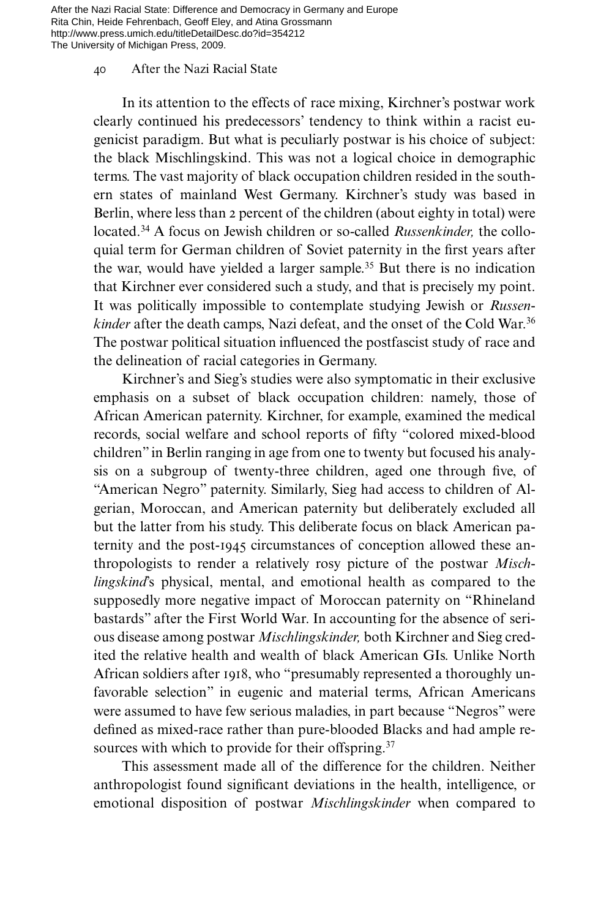In its attention to the effects of race mixing, Kirchner's postwar work clearly continued his predecessors' tendency to think within a racist eugenicist paradigm. But what is peculiarly postwar is his choice of subject: the black Mischlingskind. This was not a logical choice in demographic terms. The vast majority of black occupation children resided in the southern states of mainland West Germany. Kirchner's study was based in Berlin, where less than 2 percent of the children (about eighty in total) were located.[34] A focus on Jewish children or so-called *Russenkinder,* the colloquial term for German children of Soviet paternity in the first years after the war, would have yielded a larger sample.[35] But there is no indication that Kirchner ever considered such a study, and that is precisely my point. It was politically impossible to contemplate studying Jewish or *Russenkinder* after the death camps, Nazi defeat, and the onset of the Cold War.[36] The postwar political situation influenced the postfascist study of race and the delineation of racial categories in Germany.

Kirchner's and Sieg's studies were also symptomatic in their exclusive emphasis on a subset of black occupation children: namely, those of African American paternity. Kirchner, for example, examined the medical records, social welfare and school reports of fifty "colored mixed-blood children" in Berlin ranging in age from one to twenty but focused his analysis on a subgroup of twenty-three children, aged one through five, of "American Negro" paternity. Similarly, Sieg had access to children of Algerian, Moroccan, and American paternity but deliberately excluded all but the latter from his study. This deliberate focus on black American paternity and the post-1945 circumstances of conception allowed these anthropologists to render a relatively rosy picture of the postwar *Mischlingskind*'s physical, mental, and emotional health as compared to the supposedly more negative impact of Moroccan paternity on "Rhineland bastards" after the First World War. In accounting for the absence of serious disease among postwar *Mischlingskinder,* both Kirchner and Sieg credited the relative health and wealth of black American GIs. Unlike North African soldiers after 1918, who "presumably represented a thoroughly unfavorable selection" in eugenic and material terms, African Americans were assumed to have few serious maladies, in part because "Negros" were defined as mixed-race rather than pure-blooded Blacks and had ample resources with which to provide for their offspring.[37]

This assessment made all of the difference for the children. Neither anthropologist found significant deviations in the health, intelligence, or emotional disposition of postwar *Mischlingskinder* when compared to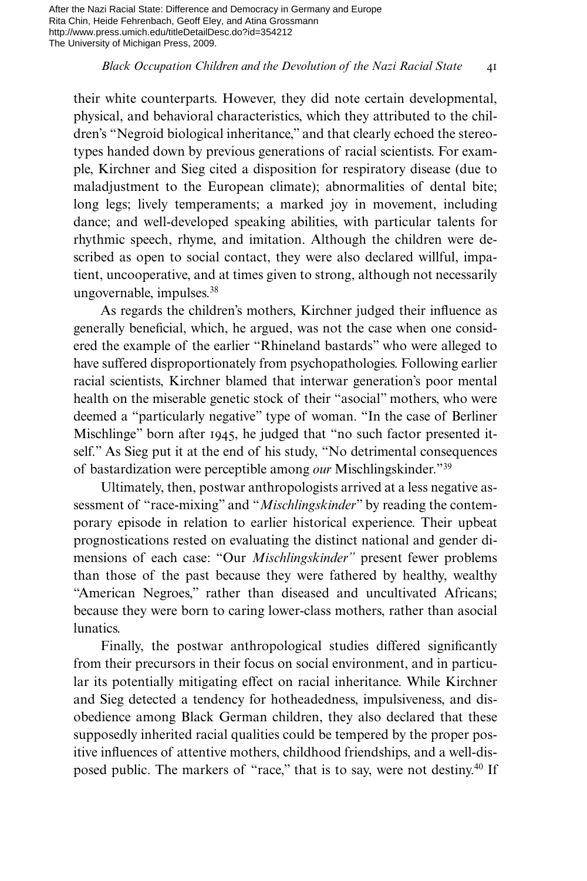their white counterparts. However, they did note certain developmental, physical, and behavioral characteristics, which they attributed to the children's "Negroid biological inheritance," and that clearly echoed the stereotypes handed down by previous generations of racial scientists. For example, Kirchner and Sieg cited a disposition for respiratory disease (due to maladjustment to the European climate); abnormalities of dental bite; long legs; lively temperaments; a marked joy in movement, including dance; and well-developed speaking abilities, with particular talents for rhythmic speech, rhyme, and imitation. Although the children were described as open to social contact, they were also declared willful, impatient, uncooperative, and at times given to strong, although not necessarily ungovernable, impulses.[38]

As regards the children's mothers, Kirchner judged their influence as generally beneficial, which, he argued, was not the case when one considered the example of the earlier "Rhineland bastards" who were alleged to have suffered disproportionately from psychopathologies. Following earlier racial scientists, Kirchner blamed that interwar generation's poor mental health on the miserable genetic stock of their "asocial" mothers, who were deemed a "particularly negative" type of woman. "In the case of Berliner Mischlinge" born after 1945, he judged that "no such factor presented itself." As Sieg put it at the end of his study, "No detrimental consequences of bastardization were perceptible among *our* Mischlingskinder."[39]

Ultimately, then, postwar anthropologists arrived at a less negative assessment of "race-mixing" and "*Mischlingskinder*" by reading the contemporary episode in relation to earlier historical experience. Their upbeat prognostications rested on evaluating the distinct national and gender dimensions of each case: "Our *Mischlingskinder"* present fewer problems than those of the past because they were fathered by healthy, wealthy "American Negroes," rather than diseased and uncultivated Africans; because they were born to caring lower-class mothers, rather than asocial lunatics.

Finally, the postwar anthropological studies differed significantly from their precursors in their focus on social environment, and in particular its potentially mitigating effect on racial inheritance. While Kirchner and Sieg detected a tendency for hotheadedness, impulsiveness, and disobedience among Black German children, they also declared that these supposedly inherited racial qualities could be tempered by the proper positive influences of attentive mothers, childhood friendships, and a well-disposed public. The markers of "race," that is to say, were not destiny.[40] If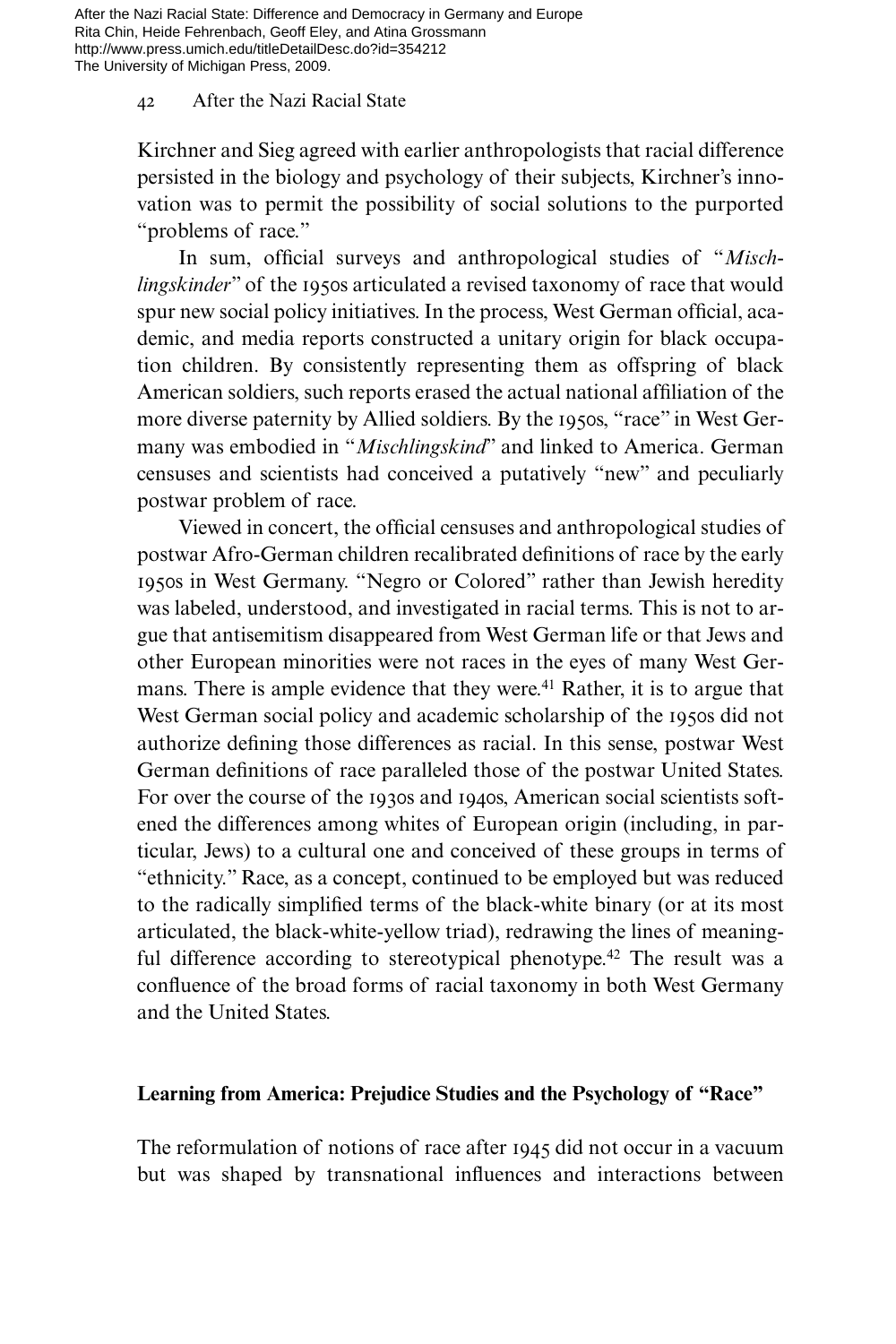Kirchner and Sieg agreed with earlier anthropologists that racial difference persisted in the biology and psychology of their subjects, Kirchner's innovation was to permit the possibility of social solutions to the purported "problems of race."

In sum, official surveys and anthropological studies of "*Mischlingskinder*" of the 1950s articulated a revised taxonomy of race that would spur new social policy initiatives. In the process, West German official, academic, and media reports constructed a unitary origin for black occupation children. By consistently representing them as offspring of black American soldiers, such reports erased the actual national affiliation of the more diverse paternity by Allied soldiers. By the 1950s, "race" in West Germany was embodied in "*Mischlingskind*" and linked to America. German censuses and scientists had conceived a putatively "new" and peculiarly postwar problem of race.

Viewed in concert, the official censuses and anthropological studies of postwar Afro-German children recalibrated definitions of race by the early 1950s in West Germany. "Negro or Colored" rather than Jewish heredity was labeled, understood, and investigated in racial terms. This is not to argue that antisemitism disappeared from West German life or that Jews and other European minorities were not races in the eyes of many West Germans. There is ample evidence that they were.[41] Rather, it is to argue that West German social policy and academic scholarship of the 1950s did not authorize defining those differences as racial. In this sense, postwar West German definitions of race paralleled those of the postwar United States. For over the course of the 1930s and 1940s, American social scientists softened the differences among whites of European origin (including, in particular, Jews) to a cultural one and conceived of these groups in terms of "ethnicity." Race, as a concept, continued to be employed but was reduced to the radically simplified terms of the black-white binary (or at its most articulated, the black-white-yellow triad), redrawing the lines of meaningful difference according to stereotypical phenotype.[42] The result was a confluence of the broad forms of racial taxonomy in both West Germany and the United States.

## Learning from America: Prejudice Studies and the Psychology of "Race"

The reformulation of notions of race after 1945 did not occur in a vacuum but was shaped by transnational influences and interactions between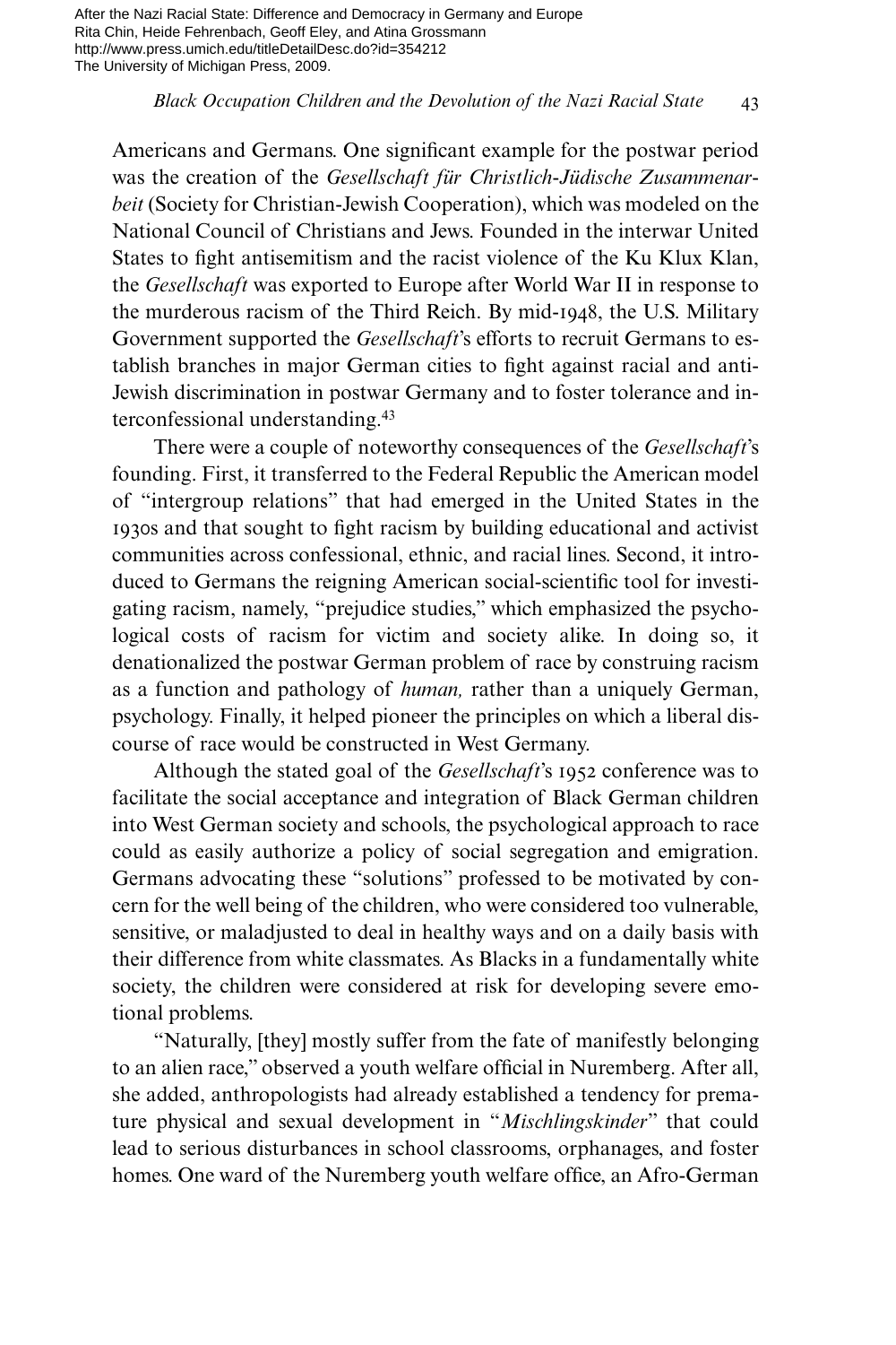Americans and Germans. One significant example for the postwar period was the creation of the *Gesellschaft für Christlich-Jüdische Zusammenarbeit* (Society for Christian-Jewish Cooperation), which was modeled on the National Council of Christians and Jews. Founded in the interwar United States to fight antisemitism and the racist violence of the Ku Klux Klan, the *Gesellschaft* was exported to Europe after World War II in response to the murderous racism of the Third Reich. By mid-1948, the U.S. Military Government supported the *Gesellschaft*'s efforts to recruit Germans to establish branches in major German cities to fight against racial and anti-Jewish discrimination in postwar Germany and to foster tolerance and interconfessional understanding.[43]

There were a couple of noteworthy consequences of the *Gesellschaft*'s founding. First, it transferred to the Federal Republic the American model of "intergroup relations" that had emerged in the United States in the 1930s and that sought to fight racism by building educational and activist communities across confessional, ethnic, and racial lines. Second, it introduced to Germans the reigning American social-scientific tool for investigating racism, namely, "prejudice studies," which emphasized the psychological costs of racism for victim and society alike. In doing so, it denationalized the postwar German problem of race by construing racism as a function and pathology of *human,* rather than a uniquely German, psychology. Finally, it helped pioneer the principles on which a liberal discourse of race would be constructed in West Germany.

Although the stated goal of the *Gesellschaft*'s 1952 conference was to facilitate the social acceptance and integration of Black German children into West German society and schools, the psychological approach to race could as easily authorize a policy of social segregation and emigration. Germans advocating these "solutions" professed to be motivated by concern for the well being of the children, who were considered too vulnerable, sensitive, or maladjusted to deal in healthy ways and on a daily basis with their difference from white classmates. As Blacks in a fundamentally white society, the children were considered at risk for developing severe emotional problems.

"Naturally, [they] mostly suffer from the fate of manifestly belonging to an alien race," observed a youth welfare official in Nuremberg. After all, she added, anthropologists had already established a tendency for premature physical and sexual development in "*Mischlingskinder*" that could lead to serious disturbances in school classrooms, orphanages, and foster homes. One ward of the Nuremberg youth welfare office, an Afro-German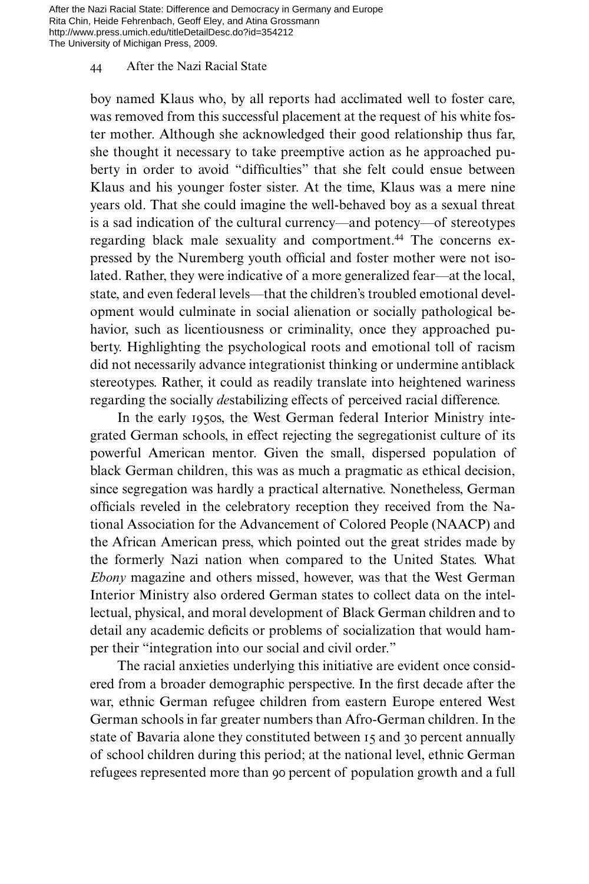boy named Klaus who, by all reports had acclimated well to foster care, was removed from this successful placement at the request of his white foster mother. Although she acknowledged their good relationship thus far, she thought it necessary to take preemptive action as he approached puberty in order to avoid "difficulties" that she felt could ensue between Klaus and his younger foster sister. At the time, Klaus was a mere nine years old. That she could imagine the well-behaved boy as a sexual threat is a sad indication of the cultural currency—and potency—of stereotypes regarding black male sexuality and comportment.[44] The concerns expressed by the Nuremberg youth official and foster mother were not isolated. Rather, they were indicative of a more generalized fear—at the local, state, and even federal levels—that the children's troubled emotional development would culminate in social alienation or socially pathological behavior, such as licentiousness or criminality, once they approached puberty. Highlighting the psychological roots and emotional toll of racism did not necessarily advance integrationist thinking or undermine antiblack stereotypes. Rather, it could as readily translate into heightened wariness regarding the socially *de*stabilizing effects of perceived racial difference.

In the early 1950s, the West German federal Interior Ministry integrated German schools, in effect rejecting the segregationist culture of its powerful American mentor. Given the small, dispersed population of black German children, this was as much a pragmatic as ethical decision, since segregation was hardly a practical alternative. Nonetheless, German officials reveled in the celebratory reception they received from the National Association for the Advancement of Colored People (NAACP) and the African American press, which pointed out the great strides made by the formerly Nazi nation when compared to the United States. What *Ebony* magazine and others missed, however, was that the West German Interior Ministry also ordered German states to collect data on the intellectual, physical, and moral development of Black German children and to detail any academic deficits or problems of socialization that would hamper their "integration into our social and civil order."

The racial anxieties underlying this initiative are evident once considered from a broader demographic perspective. In the first decade after the war, ethnic German refugee children from eastern Europe entered West German schools in far greater numbers than Afro-German children. In the state of Bavaria alone they constituted between 15 and 30 percent annually of school children during this period; at the national level, ethnic German refugees represented more than 90 percent of population growth and a full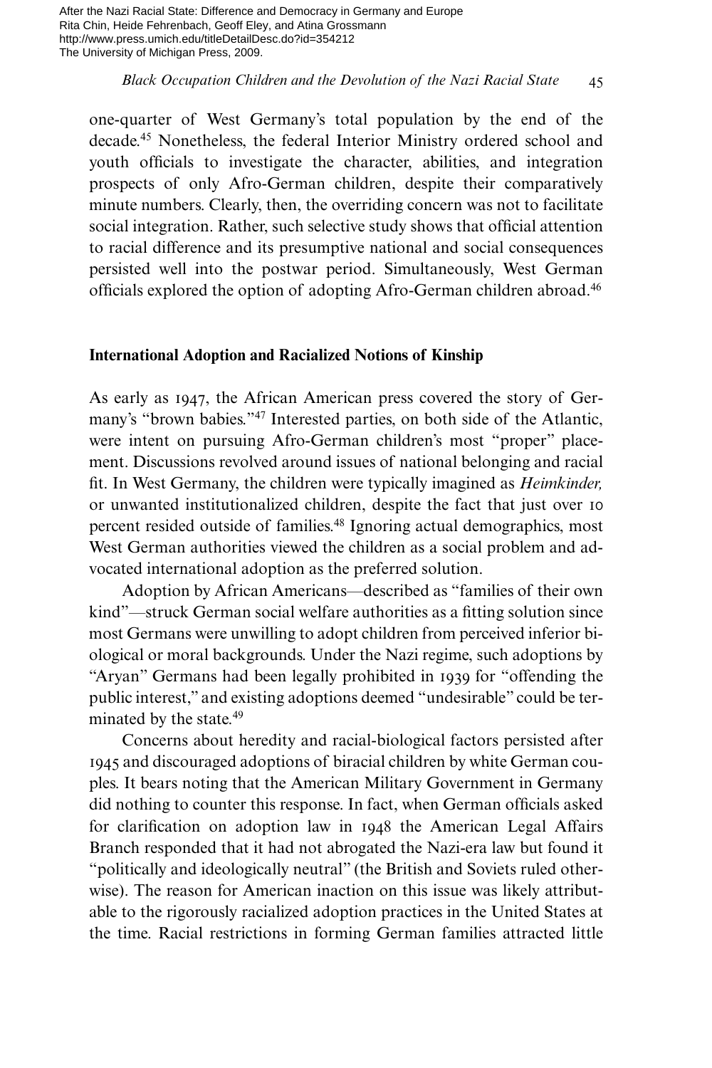one-quarter of West Germany's total population by the end of the decade.[45] Nonetheless, the federal Interior Ministry ordered school and youth officials to investigate the character, abilities, and integration prospects of only Afro-German children, despite their comparatively minute numbers. Clearly, then, the overriding concern was not to facilitate social integration. Rather, such selective study shows that official attention to racial difference and its presumptive national and social consequences persisted well into the postwar period. Simultaneously, West German officials explored the option of adopting Afro-German children abroad.[46]

## International Adoption and Racialized Notions of Kinship

As early as 1947, the African American press covered the story of Germany's "brown babies."[47] Interested parties, on both side of the Atlantic, were intent on pursuing Afro-German children's most "proper" placement. Discussions revolved around issues of national belonging and racial fit. In West Germany, the children were typically imagined as *Heimkinder,* or unwanted institutionalized children, despite the fact that just over 10 percent resided outside of families.[48] Ignoring actual demographics, most West German authorities viewed the children as a social problem and advocated international adoption as the preferred solution.

Adoption by African Americans—described as "families of their own kind"—struck German social welfare authorities as a fitting solution since most Germans were unwilling to adopt children from perceived inferior biological or moral backgrounds. Under the Nazi regime, such adoptions by "Aryan" Germans had been legally prohibited in 1939 for "offending the public interest," and existing adoptions deemed "undesirable" could be terminated by the state.[49]

Concerns about heredity and racial-biological factors persisted after 1945 and discouraged adoptions of biracial children by white German couples. It bears noting that the American Military Government in Germany did nothing to counter this response. In fact, when German officials asked for clarification on adoption law in 1948 the American Legal Affairs Branch responded that it had not abrogated the Nazi-era law but found it "politically and ideologically neutral" (the British and Soviets ruled otherwise). The reason for American inaction on this issue was likely attributable to the rigorously racialized adoption practices in the United States at the time. Racial restrictions in forming German families attracted little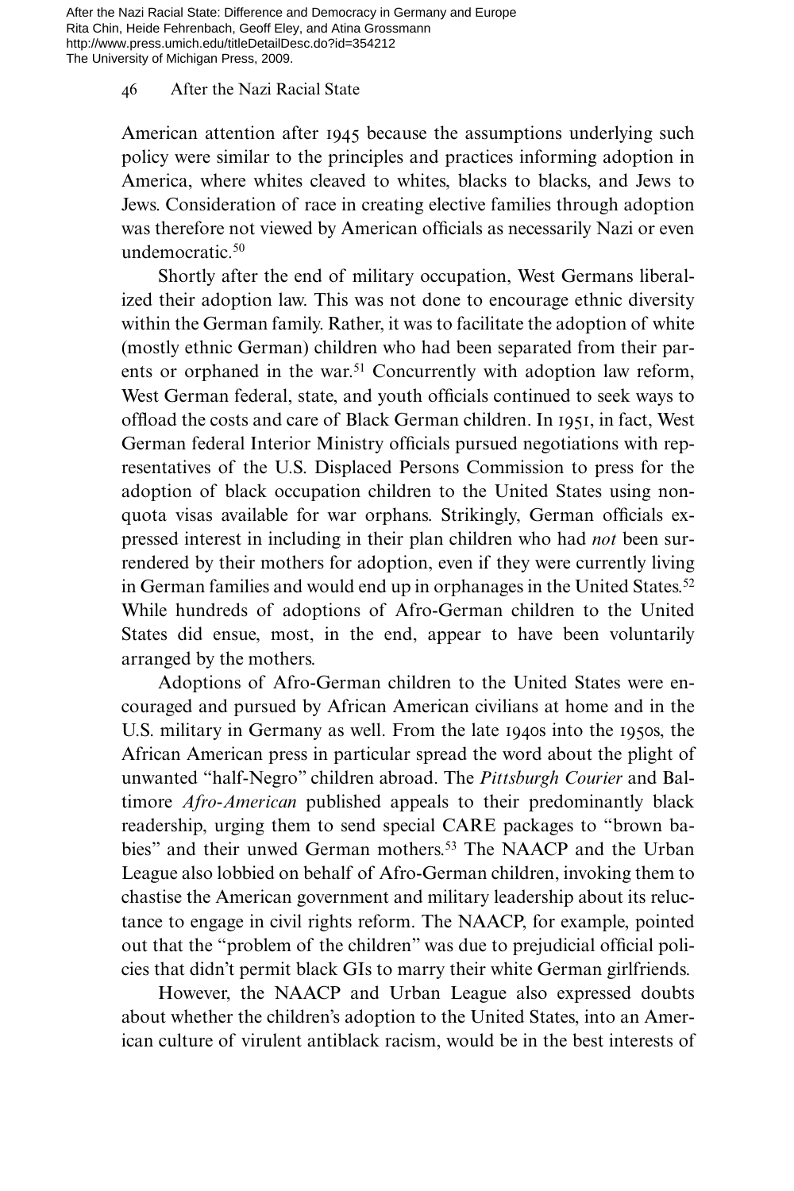American attention after 1945 because the assumptions underlying such policy were similar to the principles and practices informing adoption in America, where whites cleaved to whites, blacks to blacks, and Jews to Jews. Consideration of race in creating elective families through adoption was therefore not viewed by American officials as necessarily Nazi or even undemocratic.[50]

Shortly after the end of military occupation, West Germans liberalized their adoption law. This was not done to encourage ethnic diversity within the German family. Rather, it was to facilitate the adoption of white (mostly ethnic German) children who had been separated from their parents or orphaned in the war.[51] Concurrently with adoption law reform, West German federal, state, and youth officials continued to seek ways to offload the costs and care of Black German children. In 1951, in fact, West German federal Interior Ministry officials pursued negotiations with representatives of the U.S. Displaced Persons Commission to press for the adoption of black occupation children to the United States using nonquota visas available for war orphans. Strikingly, German officials expressed interest in including in their plan children who had *not* been surrendered by their mothers for adoption, even if they were currently living in German families and would end up in orphanages in the United States.[52] While hundreds of adoptions of Afro-German children to the United States did ensue, most, in the end, appear to have been voluntarily arranged by the mothers.

Adoptions of Afro-German children to the United States were encouraged and pursued by African American civilians at home and in the U.S. military in Germany as well. From the late 1940s into the 1950s, the African American press in particular spread the word about the plight of unwanted "half-Negro" children abroad. The *Pittsburgh Courier* and Baltimore *Afro-American* published appeals to their predominantly black readership, urging them to send special CARE packages to "brown babies" and their unwed German mothers.[53] The NAACP and the Urban League also lobbied on behalf of Afro-German children, invoking them to chastise the American government and military leadership about its reluctance to engage in civil rights reform. The NAACP, for example, pointed out that the "problem of the children" was due to prejudicial official policies that didn't permit black GIs to marry their white German girlfriends.

However, the NAACP and Urban League also expressed doubts about whether the children's adoption to the United States, into an American culture of virulent antiblack racism, would be in the best interests of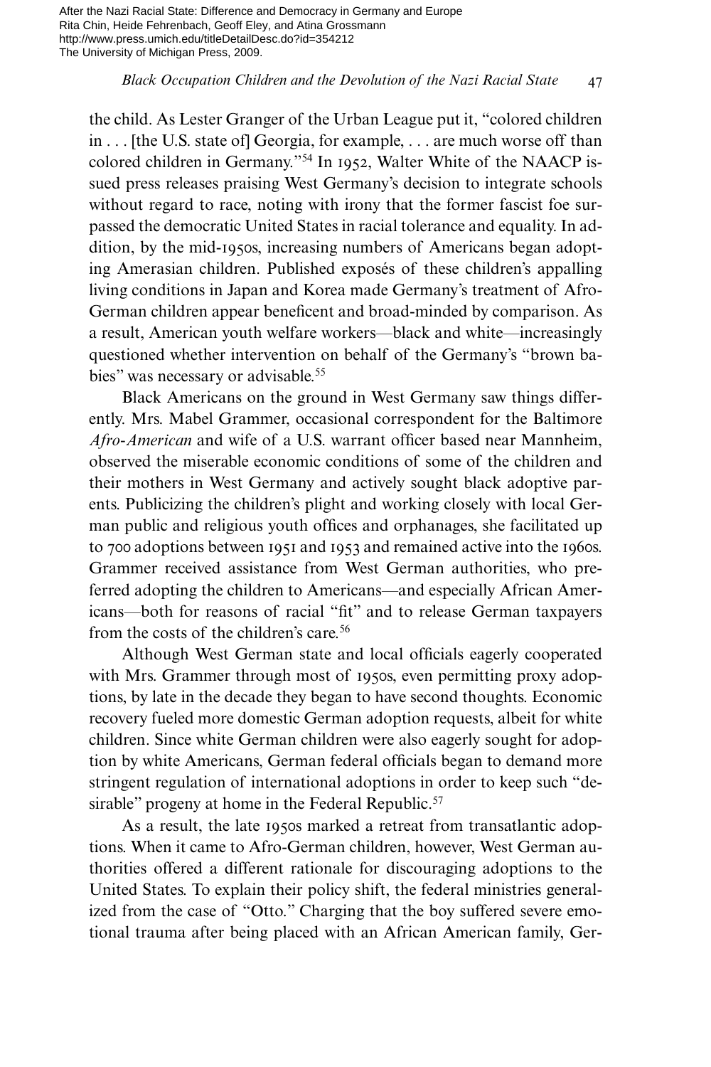the child. As Lester Granger of the Urban League put it, "colored children in . . . [the U.S. state of] Georgia, for example, . . . are much worse off than colored children in Germany."[54] In 1952, Walter White of the NAACP issued press releases praising West Germany's decision to integrate schools without regard to race, noting with irony that the former fascist foe surpassed the democratic United States in racial tolerance and equality. In addition, by the mid-1950s, increasing numbers of Americans began adopting Amerasian children. Published exposés of these children's appalling living conditions in Japan and Korea made Germany's treatment of Afro-German children appear beneficent and broad-minded by comparison. As a result, American youth welfare workers—black and white—increasingly questioned whether intervention on behalf of the Germany's "brown babies" was necessary or advisable.[55]

Black Americans on the ground in West Germany saw things differently. Mrs. Mabel Grammer, occasional correspondent for the Baltimore *Afro-American* and wife of a U.S. warrant officer based near Mannheim, observed the miserable economic conditions of some of the children and their mothers in West Germany and actively sought black adoptive parents. Publicizing the children's plight and working closely with local German public and religious youth offices and orphanages, she facilitated up to 700 adoptions between 1951 and 1953 and remained active into the 1960s. Grammer received assistance from West German authorities, who preferred adopting the children to Americans—and especially African Americans—both for reasons of racial "fit" and to release German taxpayers from the costs of the children's care.[56]

Although West German state and local officials eagerly cooperated with Mrs. Grammer through most of 1950s, even permitting proxy adoptions, by late in the decade they began to have second thoughts. Economic recovery fueled more domestic German adoption requests, albeit for white children. Since white German children were also eagerly sought for adoption by white Americans, German federal officials began to demand more stringent regulation of international adoptions in order to keep such "desirable" progeny at home in the Federal Republic.[57]

As a result, the late 1950s marked a retreat from transatlantic adoptions. When it came to Afro-German children, however, West German authorities offered a different rationale for discouraging adoptions to the United States. To explain their policy shift, the federal ministries generalized from the case of "Otto." Charging that the boy suffered severe emotional trauma after being placed with an African American family, Ger-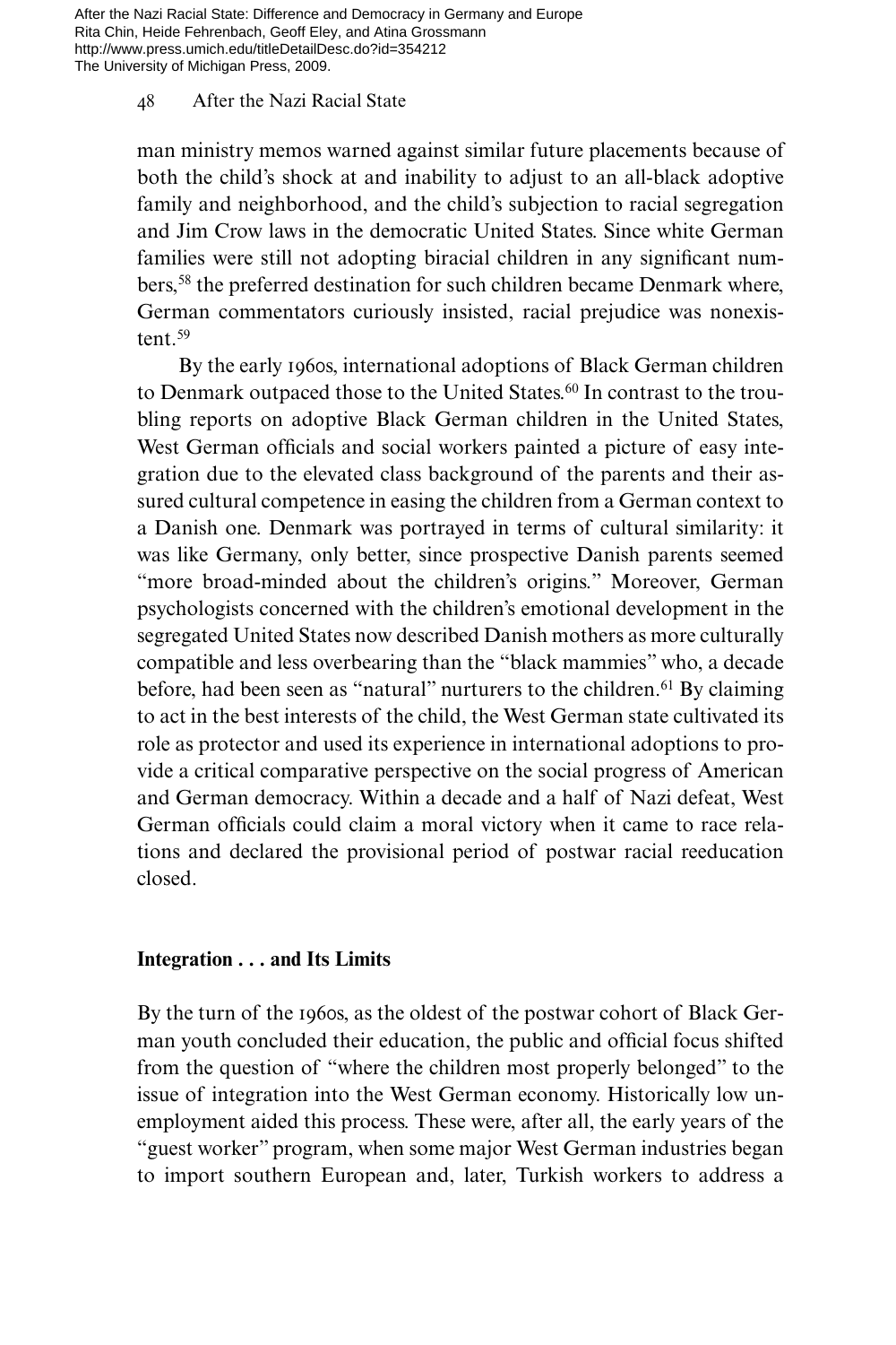man ministry memos warned against similar future placements because of both the child's shock at and inability to adjust to an all-black adoptive family and neighborhood, and the child's subjection to racial segregation and Jim Crow laws in the democratic United States. Since white German families were still not adopting biracial children in any significant numbers,[58] the preferred destination for such children became Denmark where, German commentators curiously insisted, racial prejudice was nonexistent.[59]

By the early 1960s, international adoptions of Black German children to Denmark outpaced those to the United States.[60] In contrast to the troubling reports on adoptive Black German children in the United States, West German officials and social workers painted a picture of easy integration due to the elevated class background of the parents and their assured cultural competence in easing the children from a German context to a Danish one. Denmark was portrayed in terms of cultural similarity: it was like Germany, only better, since prospective Danish parents seemed "more broad-minded about the children's origins." Moreover, German psychologists concerned with the children's emotional development in the segregated United States now described Danish mothers as more culturally compatible and less overbearing than the "black mammies" who, a decade before, had been seen as "natural" nurturers to the children.[61] By claiming to act in the best interests of the child, the West German state cultivated its role as protector and used its experience in international adoptions to provide a critical comparative perspective on the social progress of American and German democracy. Within a decade and a half of Nazi defeat, West German officials could claim a moral victory when it came to race relations and declared the provisional period of postwar racial reeducation closed.

## Integration . . . and Its Limits

By the turn of the 1960s, as the oldest of the postwar cohort of Black German youth concluded their education, the public and official focus shifted from the question of "where the children most properly belonged" to the issue of integration into the West German economy. Historically low unemployment aided this process. These were, after all, the early years of the "guest worker" program, when some major West German industries began to import southern European and, later, Turkish workers to address a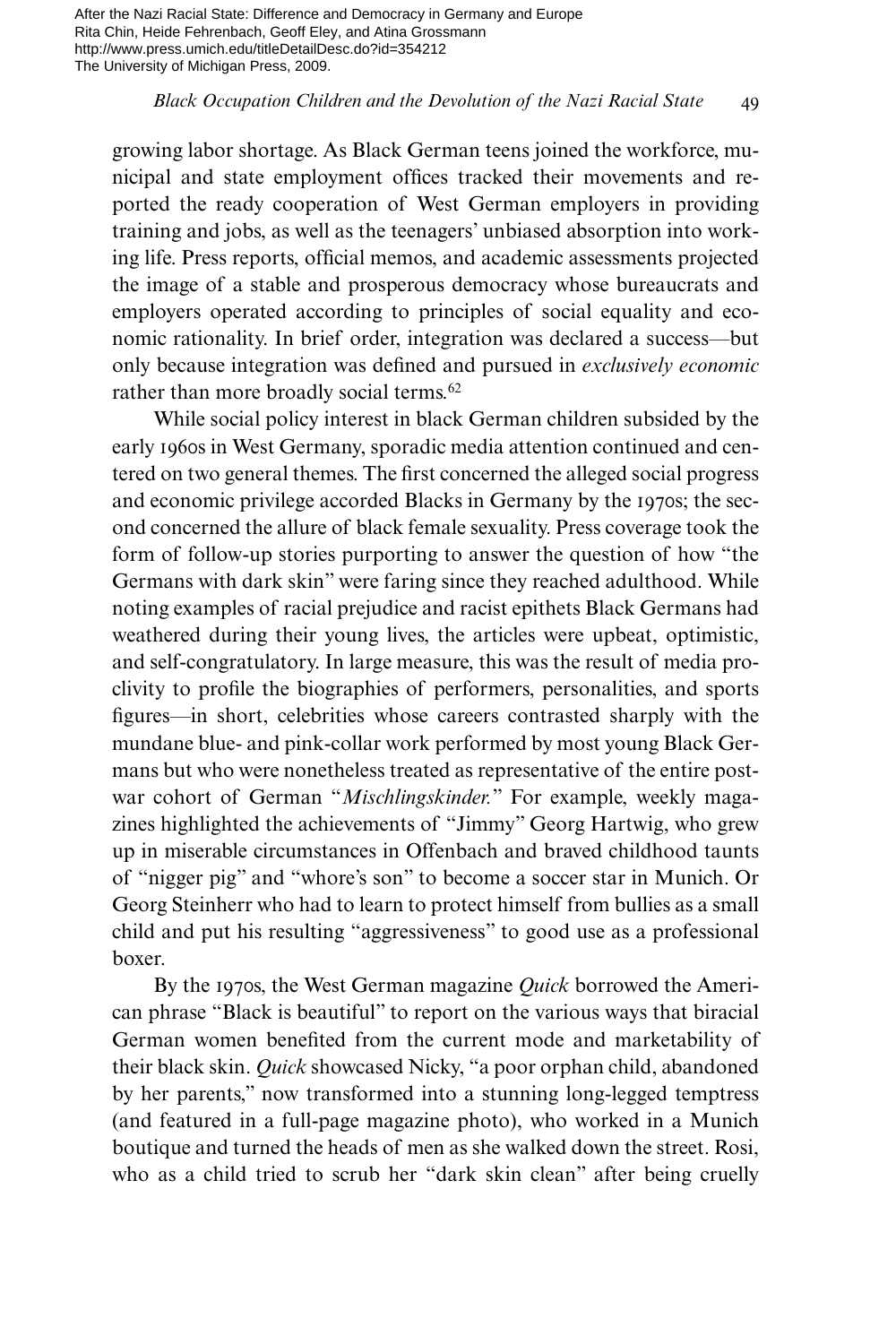growing labor shortage. As Black German teens joined the workforce, municipal and state employment offices tracked their movements and reported the ready cooperation of West German employers in providing training and jobs, as well as the teenagers' unbiased absorption into working life. Press reports, official memos, and academic assessments projected the image of a stable and prosperous democracy whose bureaucrats and employers operated according to principles of social equality and economic rationality. In brief order, integration was declared a success—but only because integration was defined and pursued in *exclusively economic* rather than more broadly social terms.[62]

While social policy interest in black German children subsided by the early 1960s in West Germany, sporadic media attention continued and centered on two general themes. The first concerned the alleged social progress and economic privilege accorded Blacks in Germany by the 1970s; the second concerned the allure of black female sexuality. Press coverage took the form of follow-up stories purporting to answer the question of how "the Germans with dark skin" were faring since they reached adulthood. While noting examples of racial prejudice and racist epithets Black Germans had weathered during their young lives, the articles were upbeat, optimistic, and self-congratulatory. In large measure, this was the result of media proclivity to profile the biographies of performers, personalities, and sports figures—in short, celebrities whose careers contrasted sharply with the mundane blue- and pink-collar work performed by most young Black Germans but who were nonetheless treated as representative of the entire postwar cohort of German "*Mischlingskinder.*" For example, weekly magazines highlighted the achievements of "Jimmy" Georg Hartwig, who grew up in miserable circumstances in Offenbach and braved childhood taunts of "nigger pig" and "whore's son" to become a soccer star in Munich. Or Georg Steinherr who had to learn to protect himself from bullies as a small child and put his resulting "aggressiveness" to good use as a professional boxer.

By the 1970s, the West German magazine *Quick* borrowed the American phrase "Black is beautiful" to report on the various ways that biracial German women benefited from the current mode and marketability of their black skin. *Quick* showcased Nicky, "a poor orphan child, abandoned by her parents," now transformed into a stunning long-legged temptress (and featured in a full-page magazine photo), who worked in a Munich boutique and turned the heads of men as she walked down the street. Rosi, who as a child tried to scrub her "dark skin clean" after being cruelly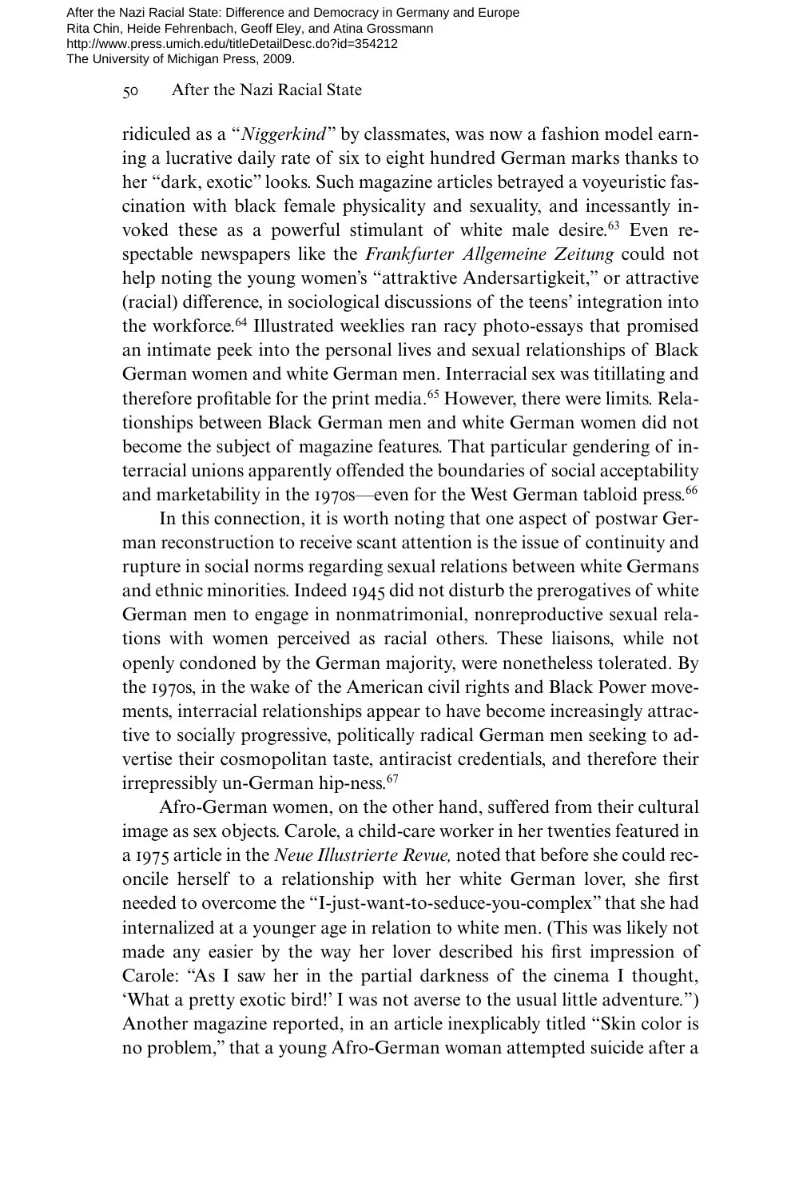ridiculed as a "*Niggerkind*" by classmates, was now a fashion model earning a lucrative daily rate of six to eight hundred German marks thanks to her "dark, exotic" looks. Such magazine articles betrayed a voyeuristic fascination with black female physicality and sexuality, and incessantly invoked these as a powerful stimulant of white male desire.[63] Even respectable newspapers like the *Frankfurter Allgemeine Zeitung* could not help noting the young women's "attraktive Andersartigkeit," or attractive (racial) difference, in sociological discussions of the teens' integration into the workforce.[64] Illustrated weeklies ran racy photo-essays that promised an intimate peek into the personal lives and sexual relationships of Black German women and white German men. Interracial sex was titillating and therefore profitable for the print media.[65] However, there were limits. Relationships between Black German men and white German women did not become the subject of magazine features. That particular gendering of interracial unions apparently offended the boundaries of social acceptability and marketability in the 1970s—even for the West German tabloid press.[66]

In this connection, it is worth noting that one aspect of postwar German reconstruction to receive scant attention is the issue of continuity and rupture in social norms regarding sexual relations between white Germans and ethnic minorities. Indeed 1945 did not disturb the prerogatives of white German men to engage in nonmatrimonial, nonreproductive sexual relations with women perceived as racial others. These liaisons, while not openly condoned by the German majority, were nonetheless tolerated. By the 1970s, in the wake of the American civil rights and Black Power movements, interracial relationships appear to have become increasingly attractive to socially progressive, politically radical German men seeking to advertise their cosmopolitan taste, antiracist credentials, and therefore their irrepressibly un-German hip-ness.[67]

Afro-German women, on the other hand, suffered from their cultural image as sex objects. Carole, a child-care worker in her twenties featured in a 1975 article in the *Neue Illustrierte Revue,* noted that before she could reconcile herself to a relationship with her white German lover, she first needed to overcome the "I-just-want-to-seduce-you-complex" that she had internalized at a younger age in relation to white men. (This was likely not made any easier by the way her lover described his first impression of Carole: "As I saw her in the partial darkness of the cinema I thought, 'What a pretty exotic bird!' I was not averse to the usual little adventure.") Another magazine reported, in an article inexplicably titled "Skin color is no problem," that a young Afro-German woman attempted suicide after a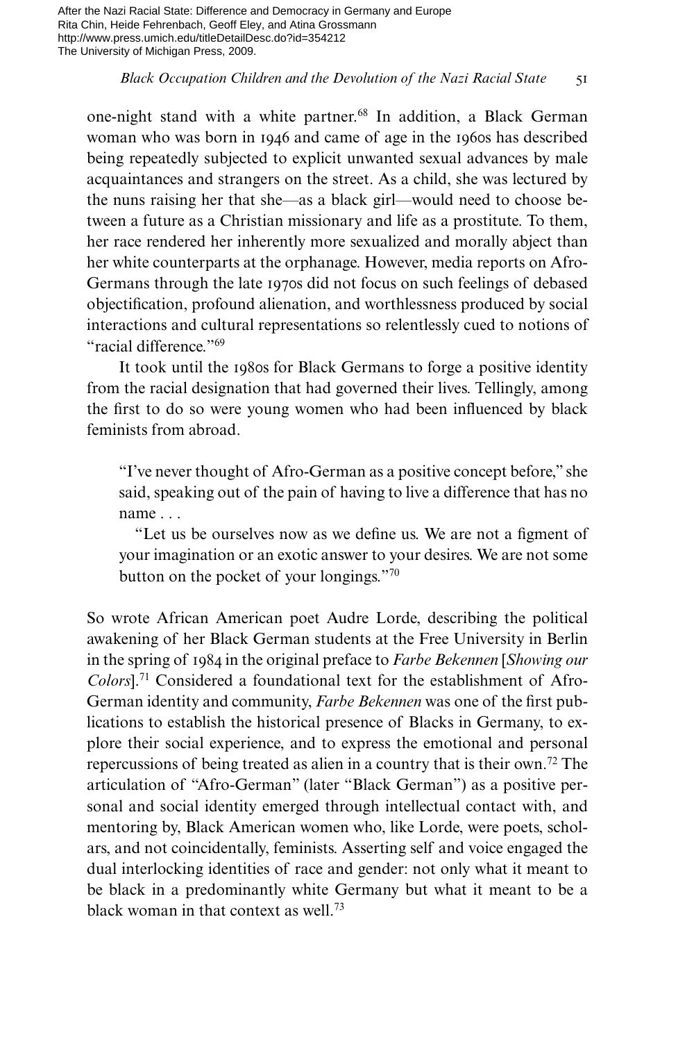one-night stand with a white partner.[68] In addition, a Black German woman who was born in 1946 and came of age in the 1960s has described being repeatedly subjected to explicit unwanted sexual advances by male acquaintances and strangers on the street. As a child, she was lectured by the nuns raising her that she—as a black girl—would need to choose between a future as a Christian missionary and life as a prostitute. To them, her race rendered her inherently more sexualized and morally abject than her white counterparts at the orphanage. However, media reports on Afro-Germans through the late 1970s did not focus on such feelings of debased objectification, profound alienation, and worthlessness produced by social interactions and cultural representations so relentlessly cued to notions of "racial difference."[69]

It took until the 1980s for Black Germans to forge a positive identity from the racial designation that had governed their lives. Tellingly, among the first to do so were young women who had been influenced by black feminists from abroad.

> "I've never thought of Afro-German as a positive concept before," she said, speaking out of the pain of having to live a difference that has no name . . .
>
> "Let us be ourselves now as we define us. We are not a figment of your imagination or an exotic answer to your desires. We are not some button on the pocket of your longings."[70]

So wrote African American poet Audre Lorde, describing the political awakening of her Black German students at the Free University in Berlin in the spring of 1984 in the original preface to *Farbe Bekennen* [*Showing our Colors*].[71] Considered a foundational text for the establishment of Afro-German identity and community, *Farbe Bekennen* was one of the first publications to establish the historical presence of Blacks in Germany, to explore their social experience, and to express the emotional and personal repercussions of being treated as alien in a country that is their own.[72] The articulation of "Afro-German" (later "Black German") as a positive personal and social identity emerged through intellectual contact with, and mentoring by, Black American women who, like Lorde, were poets, scholars, and not coincidentally, feminists. Asserting self and voice engaged the dual interlocking identities of race and gender: not only what it meant to be black in a predominantly white Germany but what it meant to be a black woman in that context as well.[73]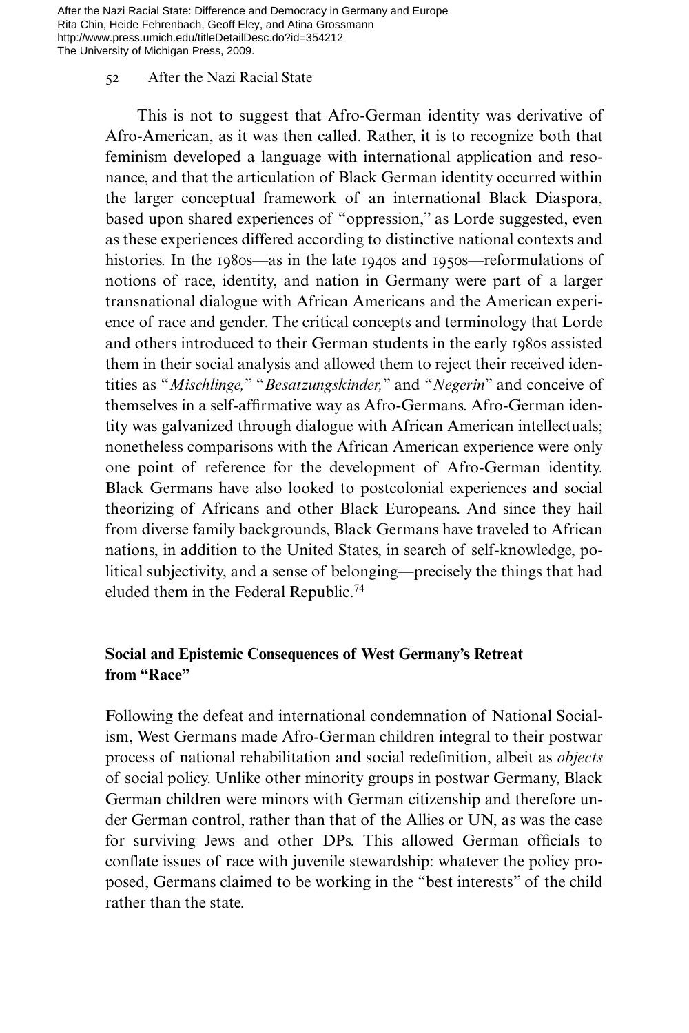This is not to suggest that Afro-German identity was derivative of Afro-American, as it was then called. Rather, it is to recognize both that feminism developed a language with international application and resonance, and that the articulation of Black German identity occurred within the larger conceptual framework of an international Black Diaspora, based upon shared experiences of "oppression," as Lorde suggested, even as these experiences differed according to distinctive national contexts and histories. In the 1980s—as in the late 1940s and 1950s—reformulations of notions of race, identity, and nation in Germany were part of a larger transnational dialogue with African Americans and the American experience of race and gender. The critical concepts and terminology that Lorde and others introduced to their German students in the early 1980s assisted them in their social analysis and allowed them to reject their received identities as "*Mischlinge,*" "*Besatzungskinder,*" and "*Negerin*" and conceive of themselves in a self-affirmative way as Afro-Germans. Afro-German identity was galvanized through dialogue with African American intellectuals; nonetheless comparisons with the African American experience were only one point of reference for the development of Afro-German identity. Black Germans have also looked to postcolonial experiences and social theorizing of Africans and other Black Europeans. And since they hail from diverse family backgrounds, Black Germans have traveled to African nations, in addition to the United States, in search of self-knowledge, political subjectivity, and a sense of belonging—precisely the things that had eluded them in the Federal Republic.[74]

## Social and Epistemic Consequences of West Germany's Retreat from "Race"

Following the defeat and international condemnation of National Socialism, West Germans made Afro-German children integral to their postwar process of national rehabilitation and social redefinition, albeit as *objects* of social policy. Unlike other minority groups in postwar Germany, Black German children were minors with German citizenship and therefore under German control, rather than that of the Allies or UN, as was the case for surviving Jews and other DPs. This allowed German officials to conflate issues of race with juvenile stewardship: whatever the policy proposed, Germans claimed to be working in the "best interests" of the child rather than the state.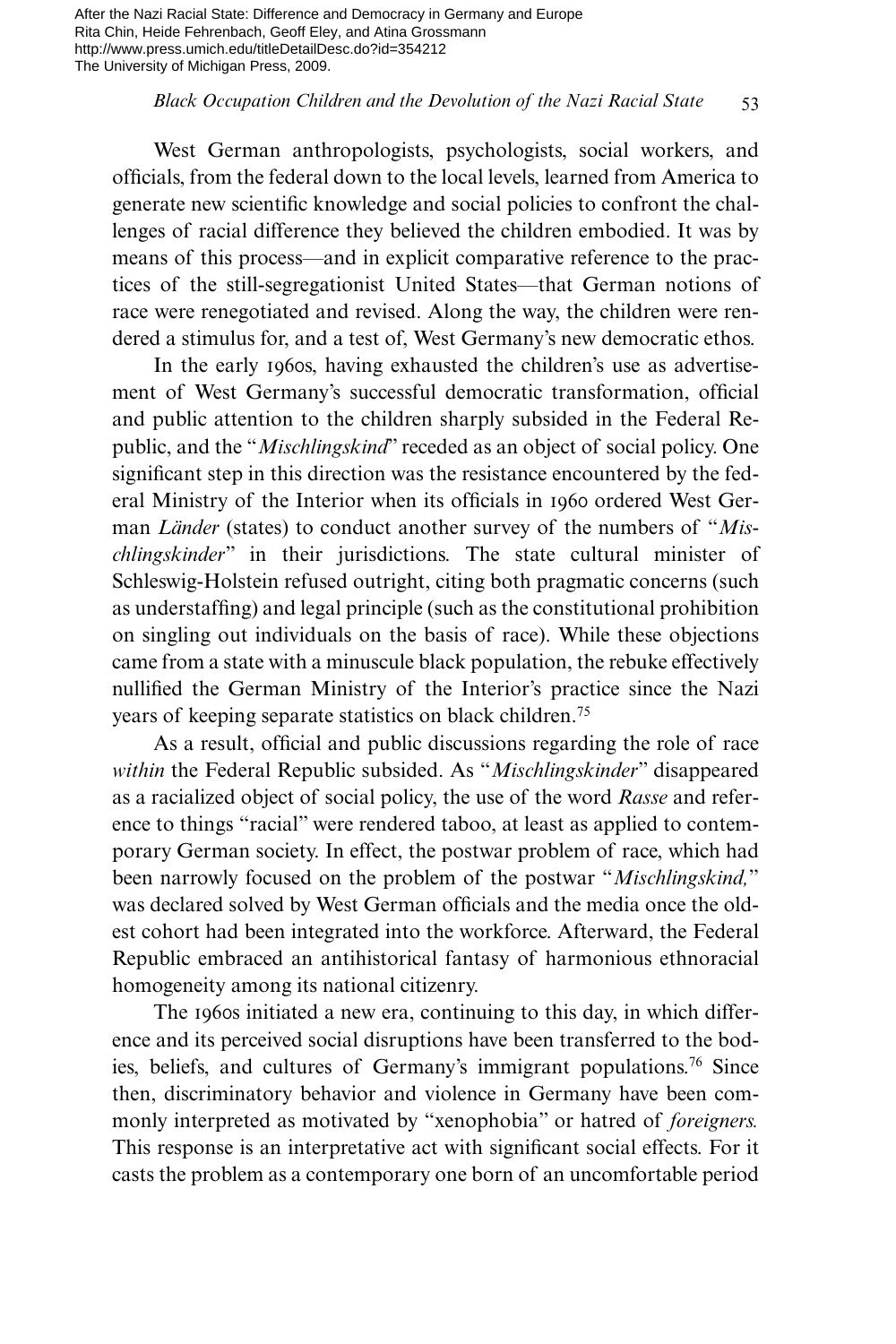West German anthropologists, psychologists, social workers, and officials, from the federal down to the local levels, learned from America to generate new scientific knowledge and social policies to confront the challenges of racial difference they believed the children embodied. It was by means of this process—and in explicit comparative reference to the practices of the still-segregationist United States—that German notions of race were renegotiated and revised. Along the way, the children were rendered a stimulus for, and a test of, West Germany's new democratic ethos.

In the early 1960s, having exhausted the children's use as advertisement of West Germany's successful democratic transformation, official and public attention to the children sharply subsided in the Federal Republic, and the "*Mischlingskind*" receded as an object of social policy. One significant step in this direction was the resistance encountered by the federal Ministry of the Interior when its officials in 1960 ordered West German *Länder* (states) to conduct another survey of the numbers of "*Mischlingskinder*" in their jurisdictions. The state cultural minister of Schleswig-Holstein refused outright, citing both pragmatic concerns (such as understaffing) and legal principle (such as the constitutional prohibition on singling out individuals on the basis of race). While these objections came from a state with a minuscule black population, the rebuke effectively nullified the German Ministry of the Interior's practice since the Nazi years of keeping separate statistics on black children.[75]

As a result, official and public discussions regarding the role of race *within* the Federal Republic subsided. As "*Mischlingskinder*" disappeared as a racialized object of social policy, the use of the word *Rasse* and reference to things "racial" were rendered taboo, at least as applied to contemporary German society. In effect, the postwar problem of race, which had been narrowly focused on the problem of the postwar "*Mischlingskind,*" was declared solved by West German officials and the media once the oldest cohort had been integrated into the workforce. Afterward, the Federal Republic embraced an antihistorical fantasy of harmonious ethnoracial homogeneity among its national citizenry.

The 1960s initiated a new era, continuing to this day, in which difference and its perceived social disruptions have been transferred to the bodies, beliefs, and cultures of Germany's immigrant populations.[76] Since then, discriminatory behavior and violence in Germany have been commonly interpreted as motivated by "xenophobia" or hatred of *foreigners.* This response is an interpretative act with significant social effects. For it casts the problem as a contemporary one born of an uncomfortable period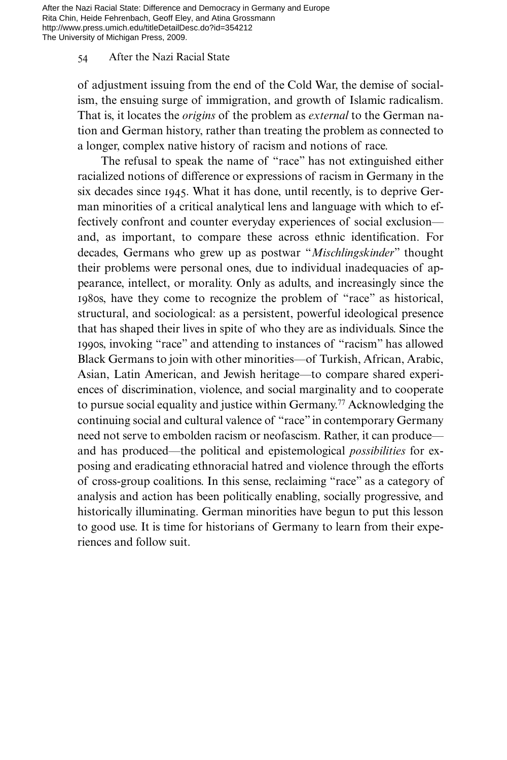of adjustment issuing from the end of the Cold War, the demise of socialism, the ensuing surge of immigration, and growth of Islamic radicalism. That is, it locates the *origins* of the problem as *external* to the German nation and German history, rather than treating the problem as connected to a longer, complex native history of racism and notions of race.

The refusal to speak the name of "race" has not extinguished either racialized notions of difference or expressions of racism in Germany in the six decades since 1945. What it has done, until recently, is to deprive German minorities of a critical analytical lens and language with which to effectively confront and counter everyday experiences of social exclusion—and, as important, to compare these across ethnic identification. For decades, Germans who grew up as postwar "*Mischlingskinder*" thought their problems were personal ones, due to individual inadequacies of appearance, intellect, or morality. Only as adults, and increasingly since the 1980s, have they come to recognize the problem of "race" as historical, structural, and sociological: as a persistent, powerful ideological presence that has shaped their lives in spite of who they are as individuals. Since the 1990s, invoking "race" and attending to instances of "racism" has allowed Black Germans to join with other minorities—of Turkish, African, Arabic, Asian, Latin American, and Jewish heritage—to compare shared experiences of discrimination, violence, and social marginality and to cooperate to pursue social equality and justice within Germany.[77] Acknowledging the continuing social and cultural valence of "race" in contemporary Germany need not serve to embolden racism or neofascism. Rather, it can produce—and has produced—the political and epistemological *possibilities* for exposing and eradicating ethnoracial hatred and violence through the efforts of cross-group coalitions. In this sense, reclaiming "race" as a category of analysis and action has been politically enabling, socially progressive, and historically illuminating. German minorities have begun to put this lesson to good use. It is time for historians of Germany to learn from their experiences and follow suit.